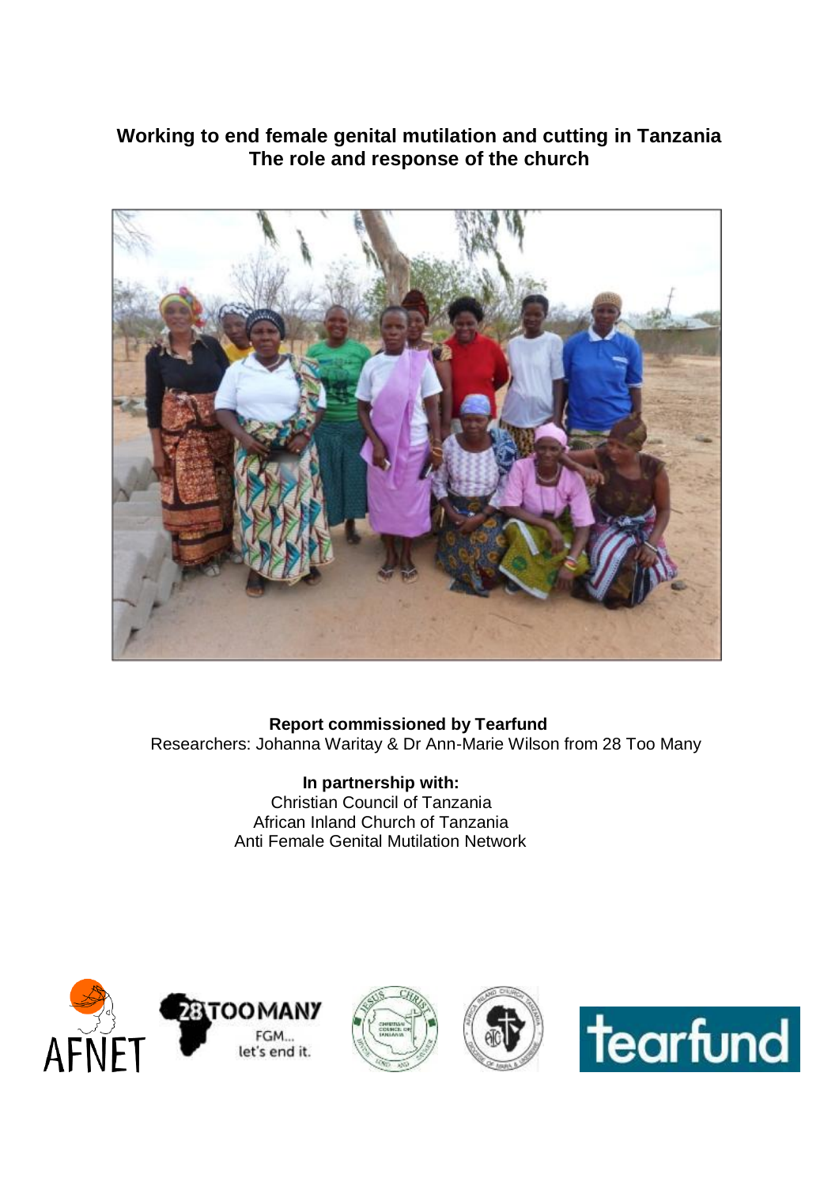# Working to end female genital mutilation and cutting in Tanzania
## The role and response of the church

**Report commissioned by Tearfund**
Researchers: Johanna Waritay & Dr Ann-Marie Wilson from 28 Too Many

**In partnership with:**
Christian Council of Tanzania
African Inland Church of Tanzania
Anti Female Genital Mutilation Network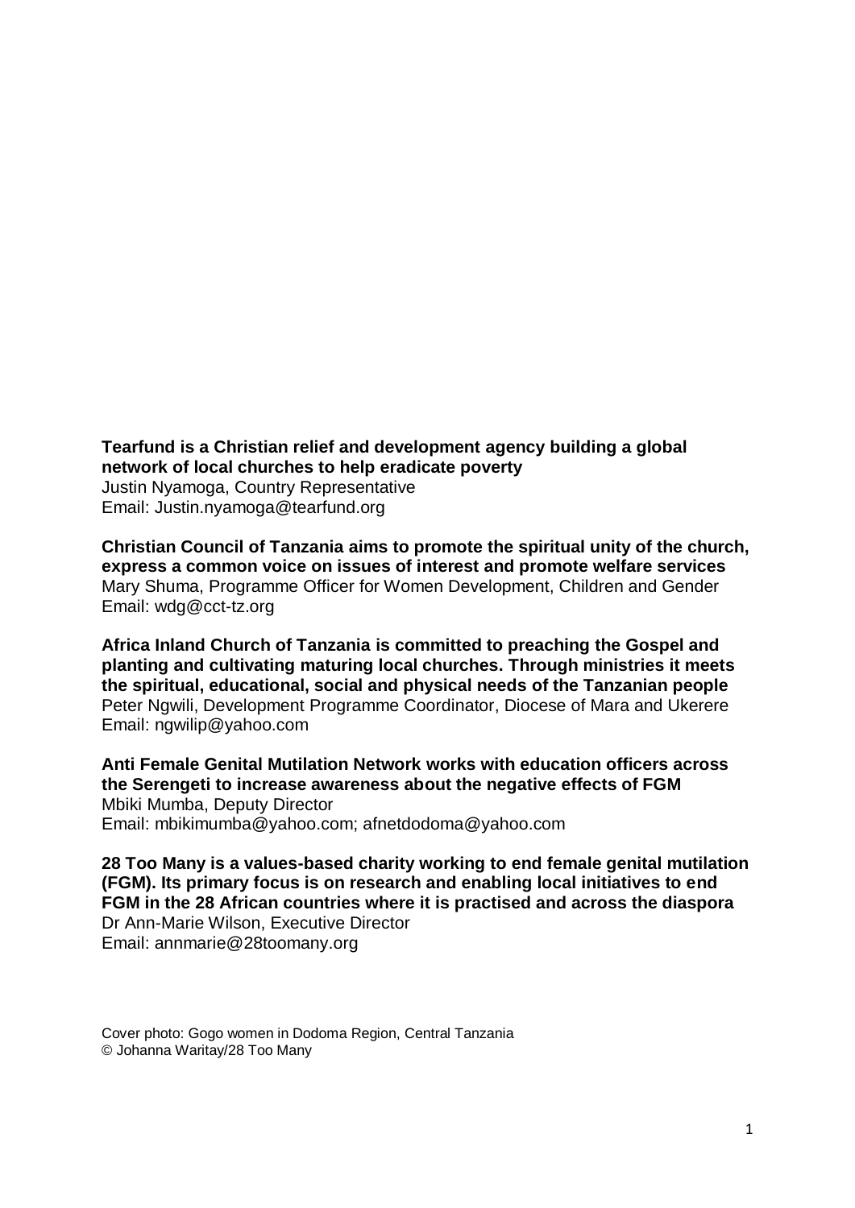**Tearfund is a Christian relief and development agency building a global network of local churches to help eradicate poverty**
Justin Nyamoga, Country Representative
Email: Justin.nyamoga@tearfund.org

**Christian Council of Tanzania aims to promote the spiritual unity of the church, express a common voice on issues of interest and promote welfare services**
Mary Shuma, Programme Officer for Women Development, Children and Gender
Email: wdg@cct-tz.org

**Africa Inland Church of Tanzania is committed to preaching the Gospel and planting and cultivating maturing local churches. Through ministries it meets the spiritual, educational, social and physical needs of the Tanzanian people**
Peter Ngwili, Development Programme Coordinator, Diocese of Mara and Ukerere
Email: ngwilip@yahoo.com

**Anti Female Genital Mutilation Network works with education officers across the Serengeti to increase awareness about the negative effects of FGM**
Mbiki Mumba, Deputy Director
Email: mbikimumba@yahoo.com; afnetdodoma@yahoo.com

**28 Too Many is a values-based charity working to end female genital mutilation (FGM). Its primary focus is on research and enabling local initiatives to end FGM in the 28 African countries where it is practised and across the diaspora**
Dr Ann-Marie Wilson, Executive Director
Email: annmarie@28toomany.org

Cover photo: Gogo women in Dodoma Region, Central Tanzania
© Johanna Waritay/28 Too Many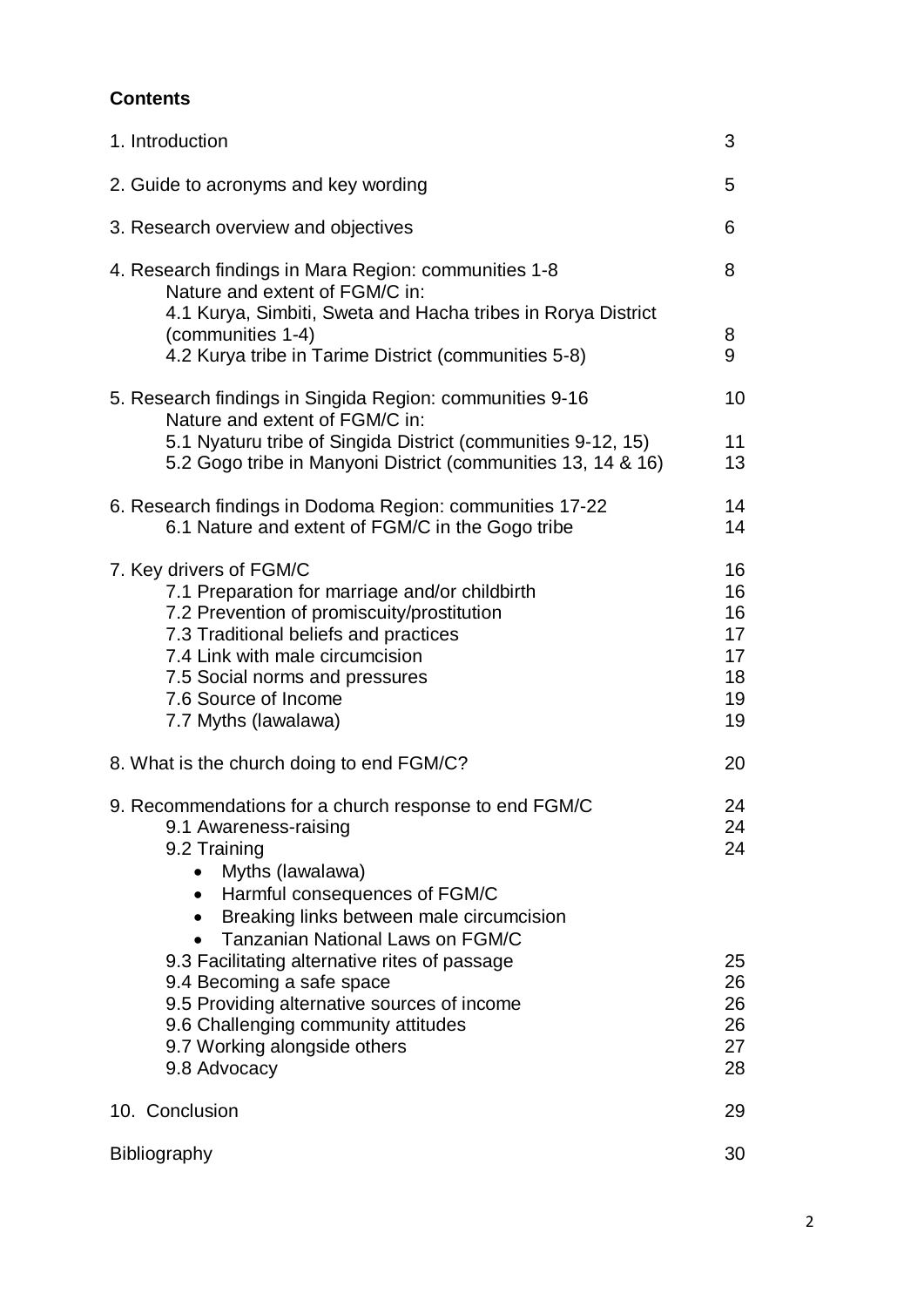**Contents**

| | |
|---|---|
| 1. Introduction | 3 |
| 2. Guide to acronyms and key wording | 5 |
| 3. Research overview and objectives | 6 |
| 4. Research findings in Mara Region: communities 1-8 | 8 |
| Nature and extent of FGM/C in: | |
| 4.1 Kurya, Simbiti, Sweta and Hacha tribes in Rorya District (communities 1-4) | 8 |
| 4.2 Kurya tribe in Tarime District (communities 5-8) | 9 |
| 5. Research findings in Singida Region: communities 9-16 | 10 |
| Nature and extent of FGM/C in: | |
| 5.1 Nyaturu tribe of Singida District (communities 9-12, 15) | 11 |
| 5.2 Gogo tribe in Manyoni District (communities 13, 14 & 16) | 13 |
| 6. Research findings in Dodoma Region: communities 17-22 | 14 |
| 6.1 Nature and extent of FGM/C in the Gogo tribe | 14 |
| 7. Key drivers of FGM/C | 16 |
| 7.1 Preparation for marriage and/or childbirth | 16 |
| 7.2 Prevention of promiscuity/prostitution | 16 |
| 7.3 Traditional beliefs and practices | 17 |
| 7.4 Link with male circumcision | 17 |
| 7.5 Social norms and pressures | 18 |
| 7.6 Source of Income | 19 |
| 7.7 Myths (lawalawa) | 19 |
| 8. What is the church doing to end FGM/C? | 20 |
| 9. Recommendations for a church response to end FGM/C | 24 |
| 9.1 Awareness-raising | 24 |
| 9.2 Training | 24 |
| • Myths (lawalawa) | |
| • Harmful consequences of FGM/C | |
| • Breaking links between male circumcision | |
| • Tanzanian National Laws on FGM/C | |
| 9.3 Facilitating alternative rites of passage | 25 |
| 9.4 Becoming a safe space | 26 |
| 9.5 Providing alternative sources of income | 26 |
| 9.6 Challenging community attitudes | 26 |
| 9.7 Working alongside others | 27 |
| 9.8 Advocacy | 28 |
| 10. Conclusion | 29 |
| Bibliography | 30 |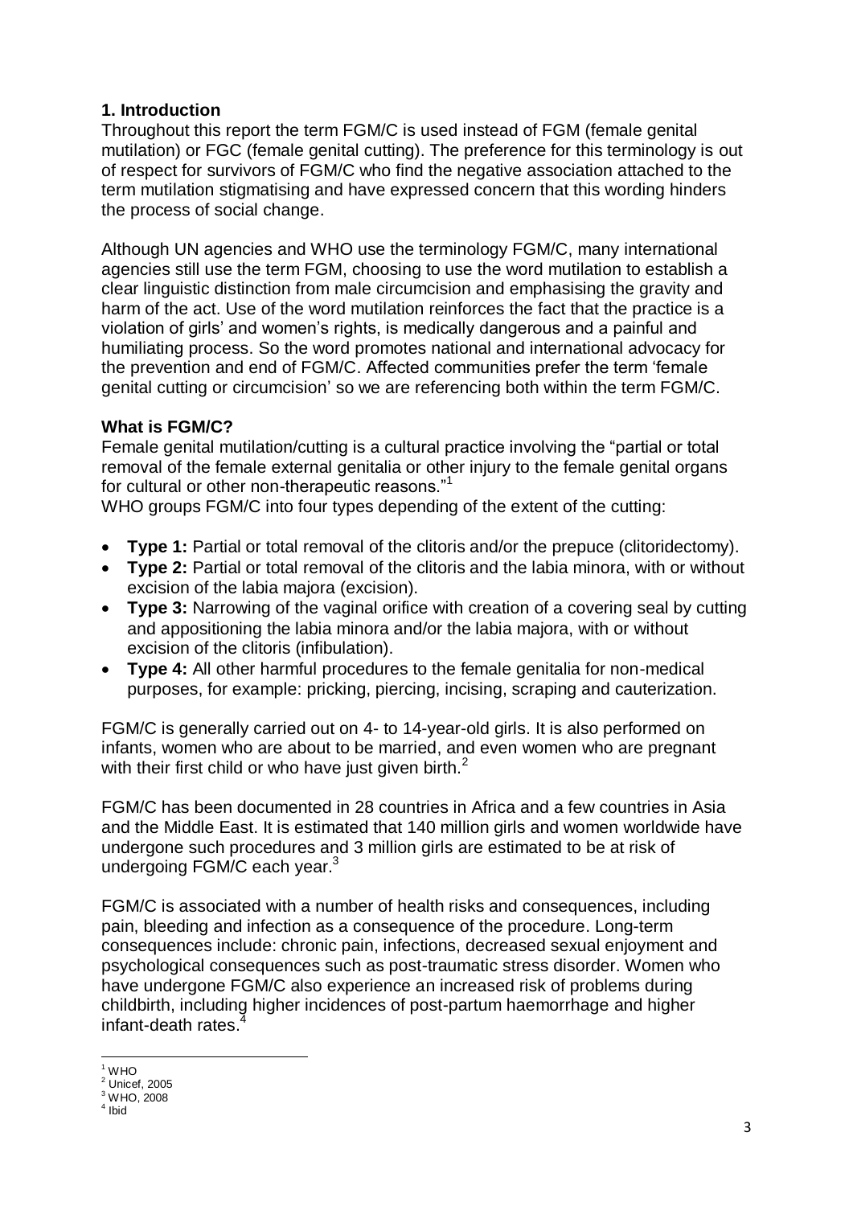## 1. Introduction

Throughout this report the term FGM/C is used instead of FGM (female genital mutilation) or FGC (female genital cutting). The preference for this terminology is out of respect for survivors of FGM/C who find the negative association attached to the term mutilation stigmatising and have expressed concern that this wording hinders the process of social change.

Although UN agencies and WHO use the terminology FGM/C, many international agencies still use the term FGM, choosing to use the word mutilation to establish a clear linguistic distinction from male circumcision and emphasising the gravity and harm of the act. Use of the word mutilation reinforces the fact that the practice is a violation of girls' and women's rights, is medically dangerous and a painful and humiliating process. So the word promotes national and international advocacy for the prevention and end of FGM/C. Affected communities prefer the term 'female genital cutting or circumcision' so we are referencing both within the term FGM/C.

### What is FGM/C?

Female genital mutilation/cutting is a cultural practice involving the "partial or total removal of the female external genitalia or other injury to the female genital organs for cultural or other non-therapeutic reasons."[1]

WHO groups FGM/C into four types depending of the extent of the cutting:

- **Type 1:** Partial or total removal of the clitoris and/or the prepuce (clitoridectomy).
- **Type 2:** Partial or total removal of the clitoris and the labia minora, with or without excision of the labia majora (excision).
- **Type 3:** Narrowing of the vaginal orifice with creation of a covering seal by cutting and appositioning the labia minora and/or the labia majora, with or without excision of the clitoris (infibulation).
- **Type 4:** All other harmful procedures to the female genitalia for non-medical purposes, for example: pricking, piercing, incising, scraping and cauterization.

FGM/C is generally carried out on 4- to 14-year-old girls. It is also performed on infants, women who are about to be married, and even women who are pregnant with their first child or who have just given birth.[2]

FGM/C has been documented in 28 countries in Africa and a few countries in Asia and the Middle East. It is estimated that 140 million girls and women worldwide have undergone such procedures and 3 million girls are estimated to be at risk of undergoing FGM/C each year.[3]

FGM/C is associated with a number of health risks and consequences, including pain, bleeding and infection as a consequence of the procedure. Long-term consequences include: chronic pain, infections, decreased sexual enjoyment and psychological consequences such as post-traumatic stress disorder. Women who have undergone FGM/C also experience an increased risk of problems during childbirth, including higher incidences of post-partum haemorrhage and higher infant-death rates.[4]

---

[1] WHO
[2] Unicef, 2005
[3] WHO, 2008
[4] Ibid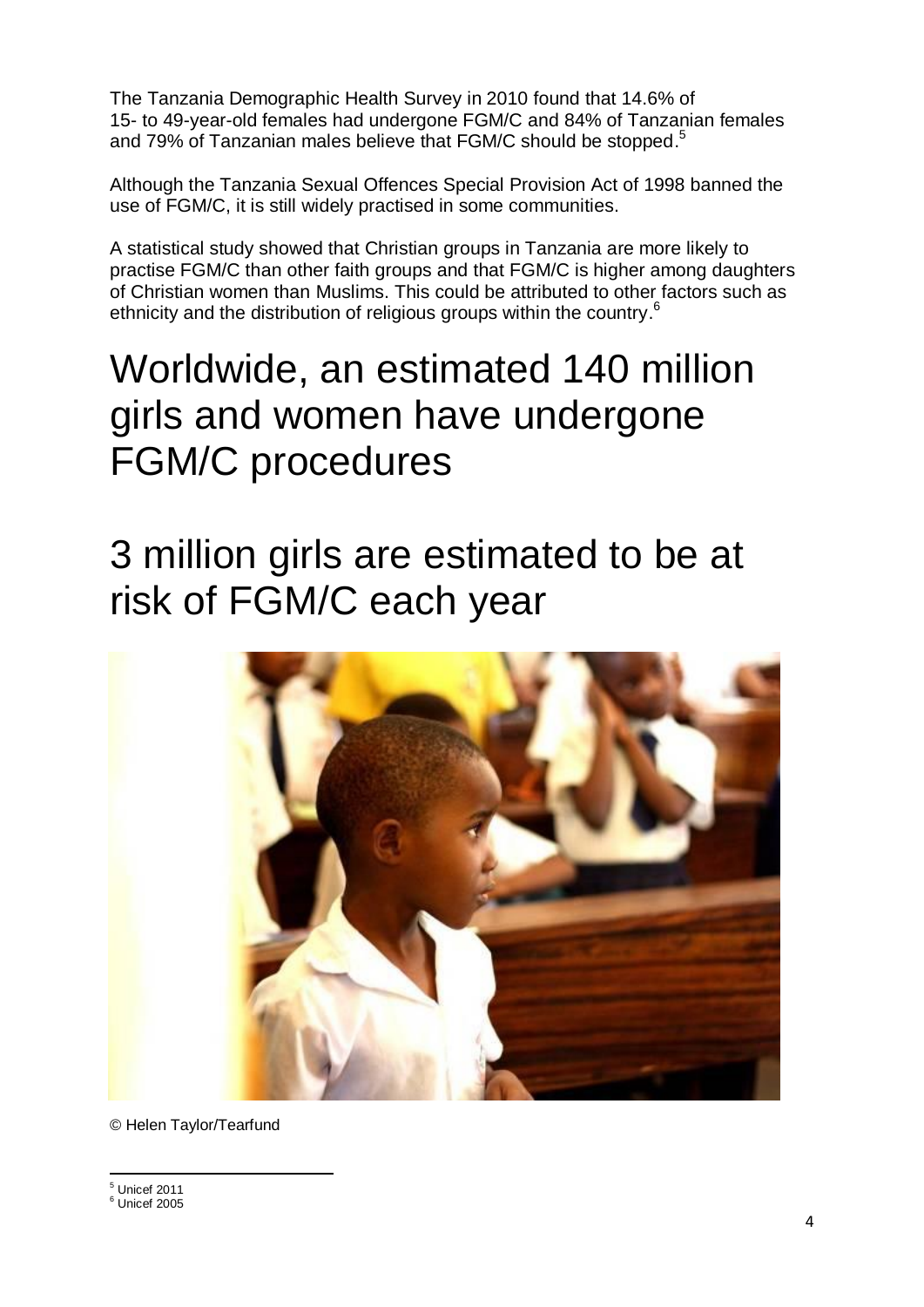The Tanzania Demographic Health Survey in 2010 found that 14.6% of 15- to 49-year-old females had undergone FGM/C and 84% of Tanzanian females and 79% of Tanzanian males believe that FGM/C should be stopped.[5]

Although the Tanzania Sexual Offences Special Provision Act of 1998 banned the use of FGM/C, it is still widely practised in some communities.

A statistical study showed that Christian groups in Tanzania are more likely to practise FGM/C than other faith groups and that FGM/C is higher among daughters of Christian women than Muslims. This could be attributed to other factors such as ethnicity and the distribution of religious groups within the country.[6]

# Worldwide, an estimated 140 million girls and women have undergone FGM/C procedures

# 3 million girls are estimated to be at risk of FGM/C each year

© Helen Taylor/Tearfund

[5] Unicef 2011

[6] Unicef 2005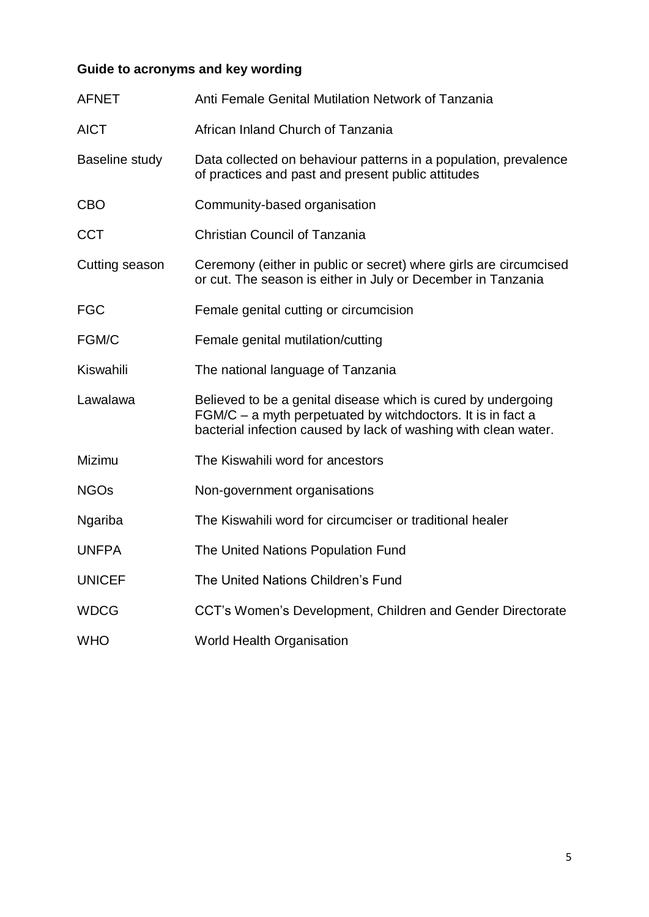**Guide to acronyms and key wording**

| | |
|---|---|
| AFNET | Anti Female Genital Mutilation Network of Tanzania |
| AICT | African Inland Church of Tanzania |
| Baseline study | Data collected on behaviour patterns in a population, prevalence of practices and past and present public attitudes |
| CBO | Community-based organisation |
| CCT | Christian Council of Tanzania |
| Cutting season | Ceremony (either in public or secret) where girls are circumcised or cut. The season is either in July or December in Tanzania |
| FGC | Female genital cutting or circumcision |
| FGM/C | Female genital mutilation/cutting |
| Kiswahili | The national language of Tanzania |
| Lawalawa | Believed to be a genital disease which is cured by undergoing FGM/C – a myth perpetuated by witchdoctors. It is in fact a bacterial infection caused by lack of washing with clean water. |
| Mizimu | The Kiswahili word for ancestors |
| NGOs | Non-government organisations |
| Ngariba | The Kiswahili word for circumciser or traditional healer |
| UNFPA | The United Nations Population Fund |
| UNICEF | The United Nations Children's Fund |
| WDCG | CCT's Women's Development, Children and Gender Directorate |
| WHO | World Health Organisation |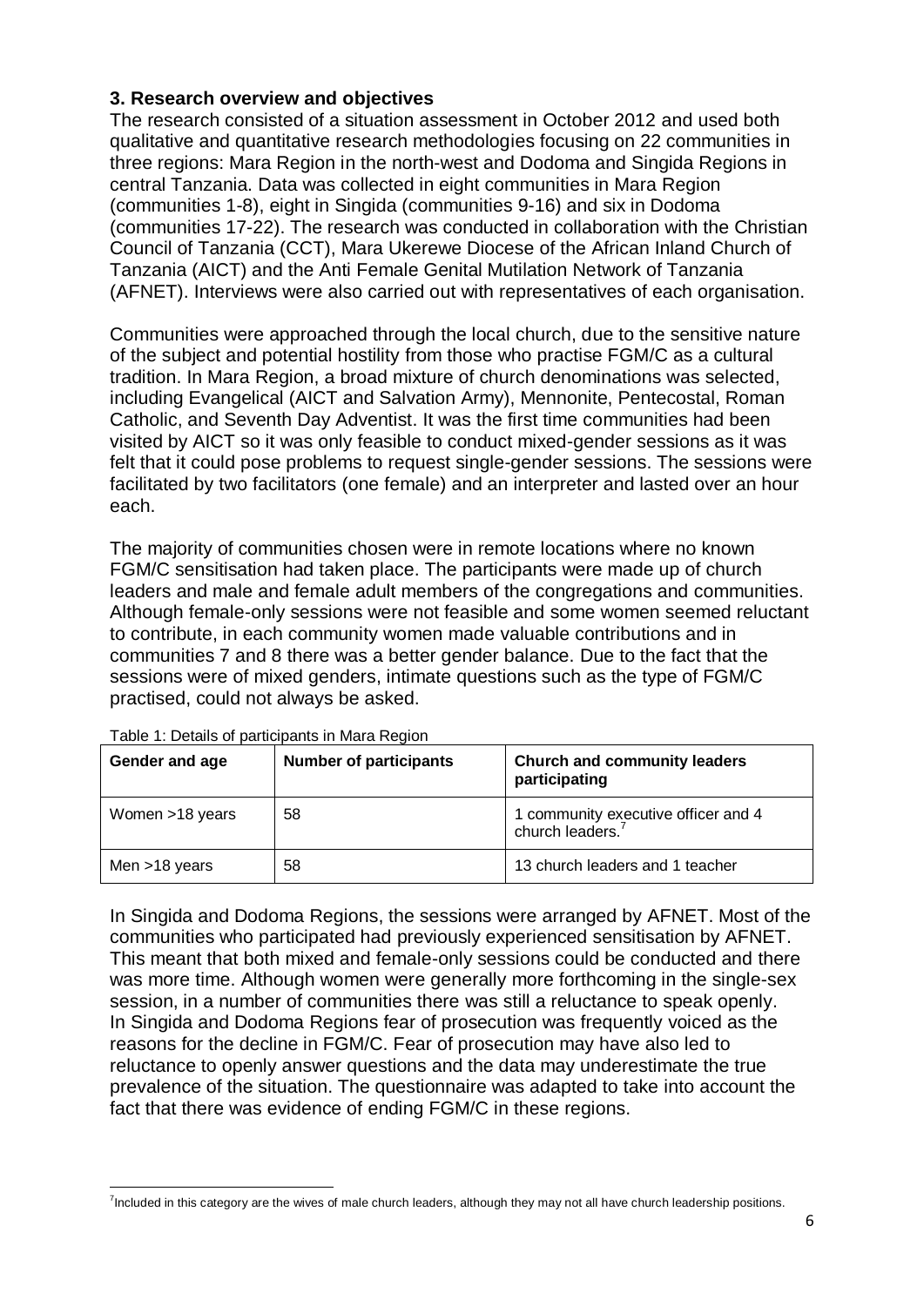### 3. Research overview and objectives

The research consisted of a situation assessment in October 2012 and used both qualitative and quantitative research methodologies focusing on 22 communities in three regions: Mara Region in the north-west and Dodoma and Singida Regions in central Tanzania. Data was collected in eight communities in Mara Region (communities 1-8), eight in Singida (communities 9-16) and six in Dodoma (communities 17-22). The research was conducted in collaboration with the Christian Council of Tanzania (CCT), Mara Ukerewe Diocese of the African Inland Church of Tanzania (AICT) and the Anti Female Genital Mutilation Network of Tanzania (AFNET). Interviews were also carried out with representatives of each organisation.

Communities were approached through the local church, due to the sensitive nature of the subject and potential hostility from those who practise FGM/C as a cultural tradition. In Mara Region, a broad mixture of church denominations was selected, including Evangelical (AICT and Salvation Army), Mennonite, Pentecostal, Roman Catholic, and Seventh Day Adventist. It was the first time communities had been visited by AICT so it was only feasible to conduct mixed-gender sessions as it was felt that it could pose problems to request single-gender sessions. The sessions were facilitated by two facilitators (one female) and an interpreter and lasted over an hour each.

The majority of communities chosen were in remote locations where no known FGM/C sensitisation had taken place. The participants were made up of church leaders and male and female adult members of the congregations and communities. Although female-only sessions were not feasible and some women seemed reluctant to contribute, in each community women made valuable contributions and in communities 7 and 8 there was a better gender balance. Due to the fact that the sessions were of mixed genders, intimate questions such as the type of FGM/C practised, could not always be asked.

Table 1: Details of participants in Mara Region

| Gender and age | Number of participants | Church and community leaders participating |
|---|---|---|
| Women >18 years | 58 | 1 community executive officer and 4 church leaders.[7] |
| Men >18 years | 58 | 13 church leaders and 1 teacher |

In Singida and Dodoma Regions, the sessions were arranged by AFNET. Most of the communities who participated had previously experienced sensitisation by AFNET. This meant that both mixed and female-only sessions could be conducted and there was more time. Although women were generally more forthcoming in the single-sex session, in a number of communities there was still a reluctance to speak openly. In Singida and Dodoma Regions fear of prosecution was frequently voiced as the reasons for the decline in FGM/C. Fear of prosecution may have also led to reluctance to openly answer questions and the data may underestimate the true prevalence of the situation. The questionnaire was adapted to take into account the fact that there was evidence of ending FGM/C in these regions.

[7] Included in this category are the wives of male church leaders, although they may not all have church leadership positions.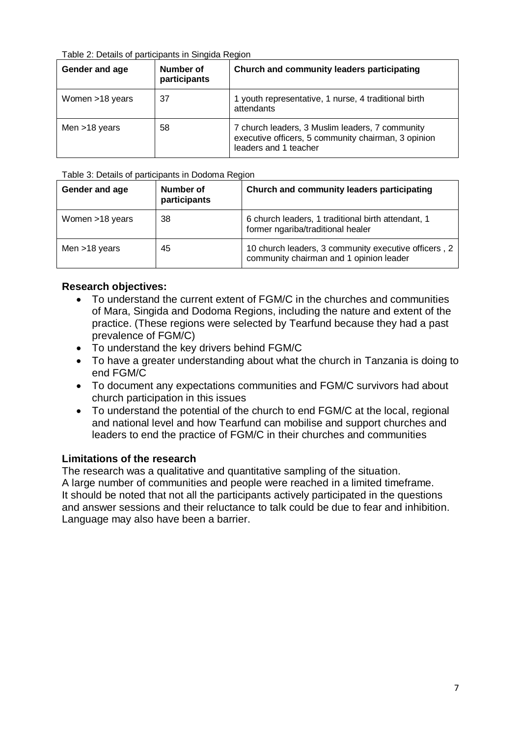Table 2: Details of participants in Singida Region

| Gender and age | Number of participants | Church and community leaders participating |
|---|---|---|
| Women >18 years | 37 | 1 youth representative, 1 nurse, 4 traditional birth attendants |
| Men >18 years | 58 | 7 church leaders, 3 Muslim leaders, 7 community executive officers, 5 community chairman, 3 opinion leaders and 1 teacher |

Table 3: Details of participants in Dodoma Region

| Gender and age | Number of participants | Church and community leaders participating |
|---|---|---|
| Women >18 years | 38 | 6 church leaders, 1 traditional birth attendant, 1 former ngariba/traditional healer |
| Men >18 years | 45 | 10 church leaders, 3 community executive officers , 2 community chairman and 1 opinion leader |

**Research objectives:**

- To understand the current extent of FGM/C in the churches and communities of Mara, Singida and Dodoma Regions, including the nature and extent of the practice. (These regions were selected by Tearfund because they had a past prevalence of FGM/C)
- To understand the key drivers behind FGM/C
- To have a greater understanding about what the church in Tanzania is doing to end FGM/C
- To document any expectations communities and FGM/C survivors had about church participation in this issues
- To understand the potential of the church to end FGM/C at the local, regional and national level and how Tearfund can mobilise and support churches and leaders to end the practice of FGM/C in their churches and communities

**Limitations of the research**

The research was a qualitative and quantitative sampling of the situation.
A large number of communities and people were reached in a limited timeframe.
It should be noted that not all the participants actively participated in the questions and answer sessions and their reluctance to talk could be due to fear and inhibition. Language may also have been a barrier.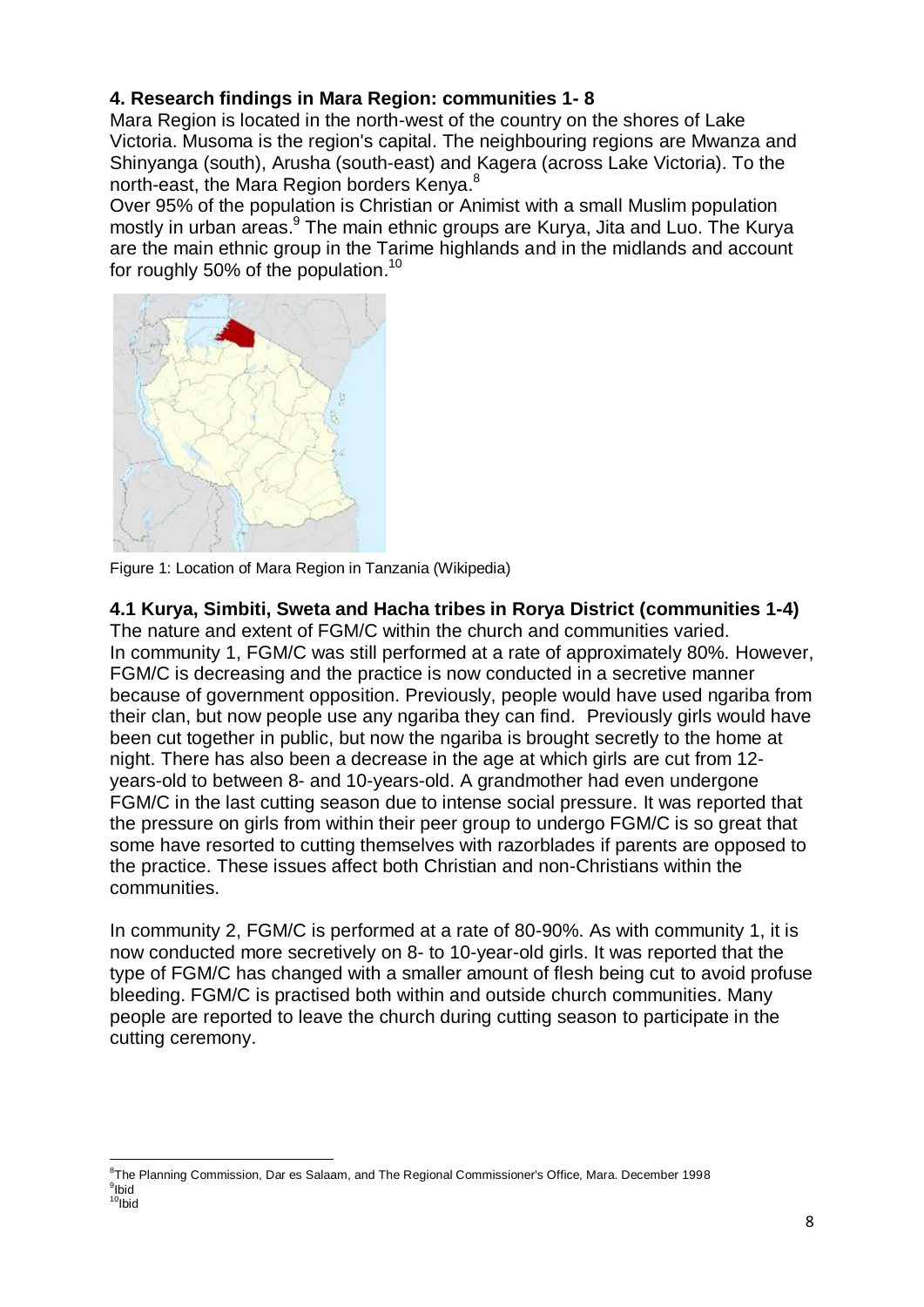## 4. Research findings in Mara Region: communities 1- 8

Mara Region is located in the north-west of the country on the shores of Lake Victoria. Musoma is the region's capital. The neighbouring regions are Mwanza and Shinyanga (south), Arusha (south-east) and Kagera (across Lake Victoria). To the north-east, the Mara Region borders Kenya.[8]

Over 95% of the population is Christian or Animist with a small Muslim population mostly in urban areas.[9] The main ethnic groups are Kurya, Jita and Luo. The Kurya are the main ethnic group in the Tarime highlands and in the midlands and account for roughly 50% of the population.[10]

Figure 1: Location of Mara Region in Tanzania (Wikipedia)

### 4.1 Kurya, Simbiti, Sweta and Hacha tribes in Rorya District (communities 1-4)

The nature and extent of FGM/C within the church and communities varied.
In community 1, FGM/C was still performed at a rate of approximately 80%. However, FGM/C is decreasing and the practice is now conducted in a secretive manner because of government opposition. Previously, people would have used ngariba from their clan, but now people use any ngariba they can find. Previously girls would have been cut together in public, but now the ngariba is brought secretly to the home at night. There has also been a decrease in the age at which girls are cut from 12-years-old to between 8- and 10-years-old. A grandmother had even undergone FGM/C in the last cutting season due to intense social pressure. It was reported that the pressure on girls from within their peer group to undergo FGM/C is so great that some have resorted to cutting themselves with razorblades if parents are opposed to the practice. These issues affect both Christian and non-Christians within the communities.

In community 2, FGM/C is performed at a rate of 80-90%. As with community 1, it is now conducted more secretively on 8- to 10-year-old girls. It was reported that the type of FGM/C has changed with a smaller amount of flesh being cut to avoid profuse bleeding. FGM/C is practised both within and outside church communities. Many people are reported to leave the church during cutting season to participate in the cutting ceremony.

---

[8] The Planning Commission, Dar es Salaam, and The Regional Commissioner's Office, Mara. December 1998
[9] Ibid
[10] Ibid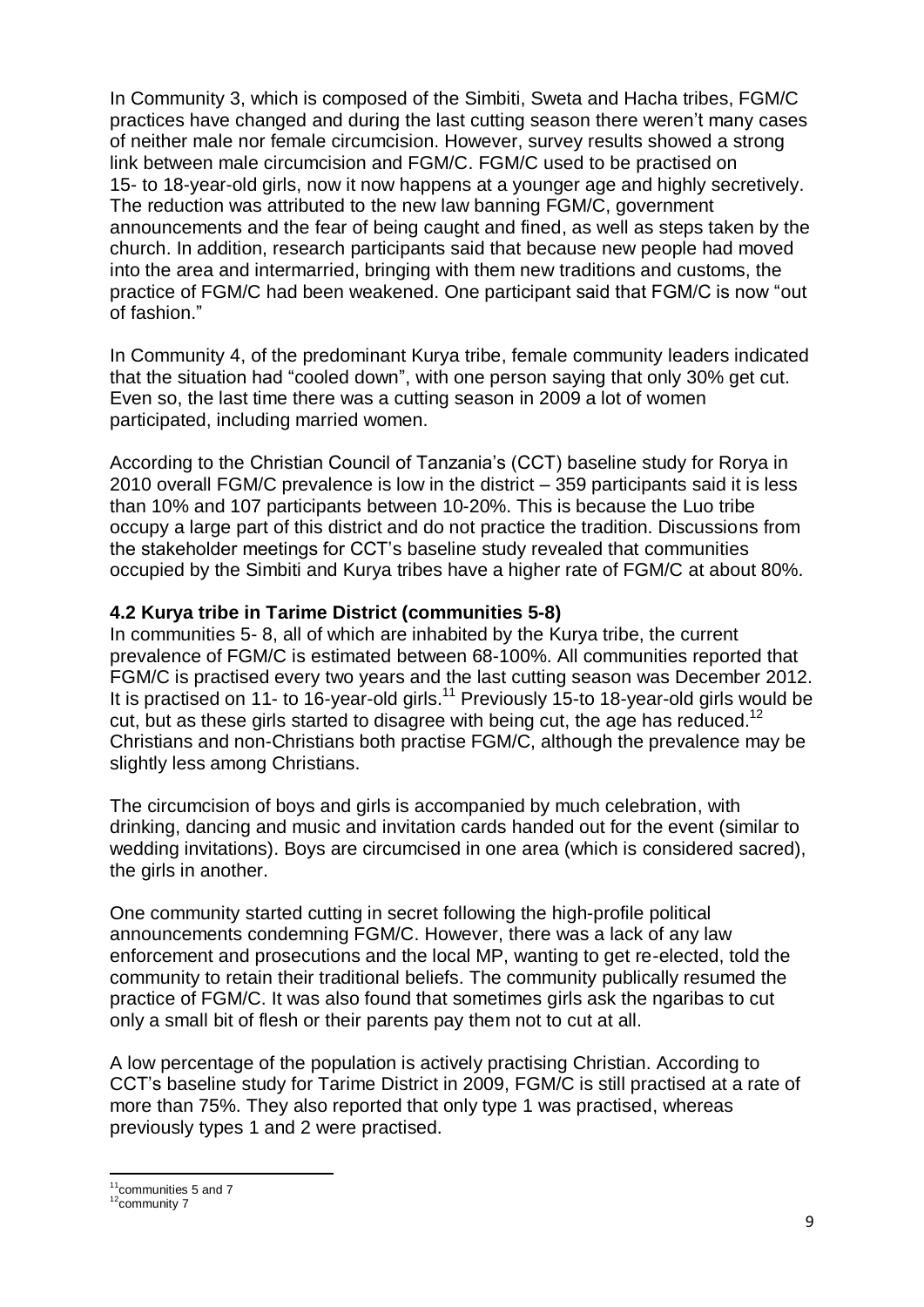In Community 3, which is composed of the Simbiti, Sweta and Hacha tribes, FGM/C practices have changed and during the last cutting season there weren't many cases of neither male nor female circumcision. However, survey results showed a strong link between male circumcision and FGM/C. FGM/C used to be practised on 15- to 18-year-old girls, now it now happens at a younger age and highly secretively. The reduction was attributed to the new law banning FGM/C, government announcements and the fear of being caught and fined, as well as steps taken by the church. In addition, research participants said that because new people had moved into the area and intermarried, bringing with them new traditions and customs, the practice of FGM/C had been weakened. One participant said that FGM/C is now "out of fashion."

In Community 4, of the predominant Kurya tribe, female community leaders indicated that the situation had "cooled down", with one person saying that only 30% get cut. Even so, the last time there was a cutting season in 2009 a lot of women participated, including married women.

According to the Christian Council of Tanzania's (CCT) baseline study for Rorya in 2010 overall FGM/C prevalence is low in the district – 359 participants said it is less than 10% and 107 participants between 10-20%. This is because the Luo tribe occupy a large part of this district and do not practice the tradition. Discussions from the stakeholder meetings for CCT's baseline study revealed that communities occupied by the Simbiti and Kurya tribes have a higher rate of FGM/C at about 80%.

### 4.2 Kurya tribe in Tarime District (communities 5-8)

In communities 5- 8, all of which are inhabited by the Kurya tribe, the current prevalence of FGM/C is estimated between 68-100%. All communities reported that FGM/C is practised every two years and the last cutting season was December 2012. It is practised on 11- to 16-year-old girls.[11] Previously 15-to 18-year-old girls would be cut, but as these girls started to disagree with being cut, the age has reduced.[12] Christians and non-Christians both practise FGM/C, although the prevalence may be slightly less among Christians.

The circumcision of boys and girls is accompanied by much celebration, with drinking, dancing and music and invitation cards handed out for the event (similar to wedding invitations). Boys are circumcised in one area (which is considered sacred), the girls in another.

One community started cutting in secret following the high-profile political announcements condemning FGM/C. However, there was a lack of any law enforcement and prosecutions and the local MP, wanting to get re-elected, told the community to retain their traditional beliefs. The community publically resumed the practice of FGM/C. It was also found that sometimes girls ask the ngaribas to cut only a small bit of flesh or their parents pay them not to cut at all.

A low percentage of the population is actively practising Christian. According to CCT's baseline study for Tarime District in 2009, FGM/C is still practised at a rate of more than 75%. They also reported that only type 1 was practised, whereas previously types 1 and 2 were practised.

---

[11] communities 5 and 7

[12] community 7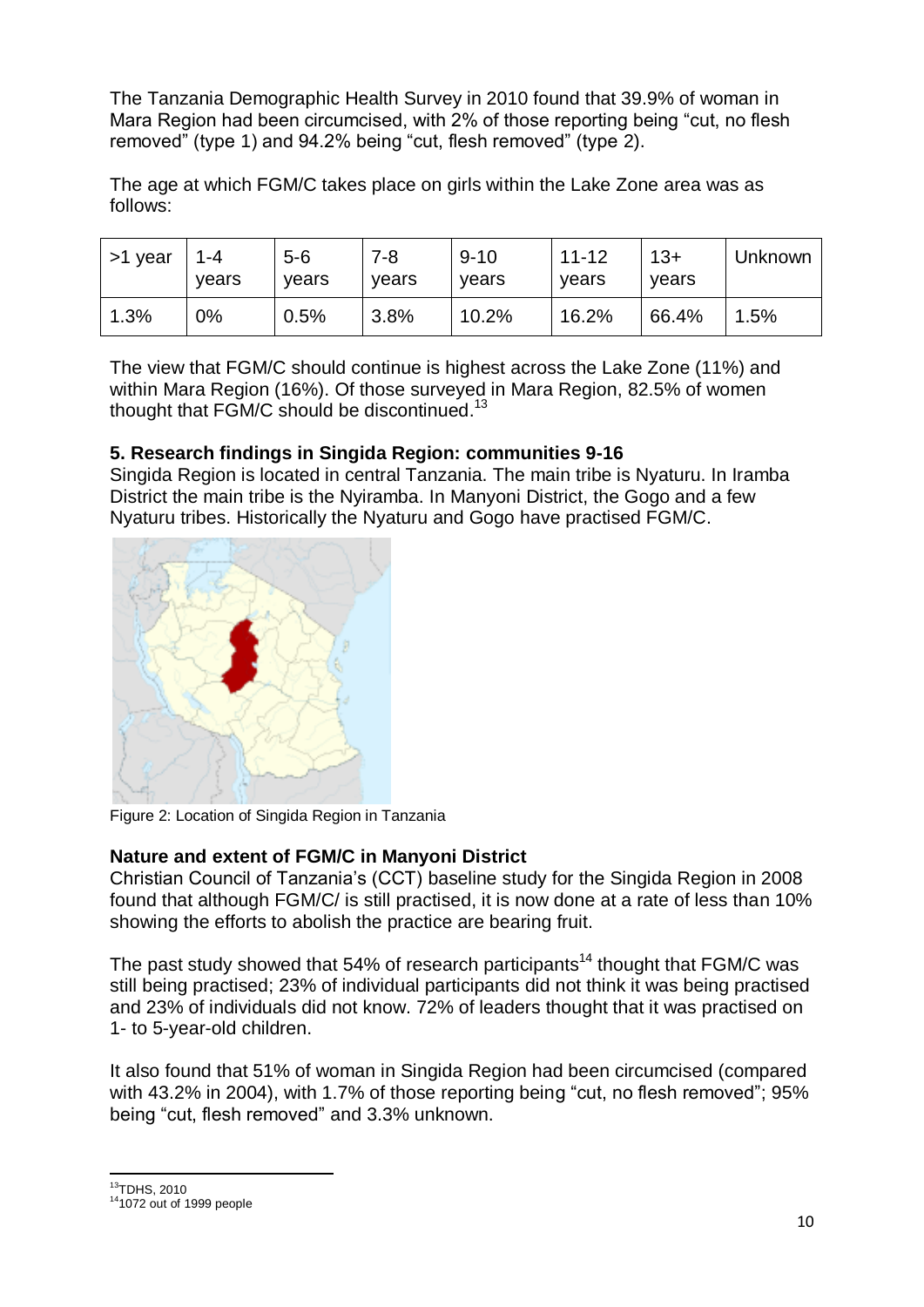The Tanzania Demographic Health Survey in 2010 found that 39.9% of woman in Mara Region had been circumcised, with 2% of those reporting being "cut, no flesh removed" (type 1) and 94.2% being "cut, flesh removed" (type 2).

The age at which FGM/C takes place on girls within the Lake Zone area was as follows:

| >1 year | 1-4 years | 5-6 years | 7-8 years | 9-10 years | 11-12 years | 13+ years | Unknown |
|---|---|---|---|---|---|---|---|
| 1.3% | 0% | 0.5% | 3.8% | 10.2% | 16.2% | 66.4% | 1.5% |

The view that FGM/C should continue is highest across the Lake Zone (11%) and within Mara Region (16%). Of those surveyed in Mara Region, 82.5% of women thought that FGM/C should be discontinued.[13]

### 5. Research findings in Singida Region: communities 9-16

Singida Region is located in central Tanzania. The main tribe is Nyaturu. In Iramba District the main tribe is the Nyiramba. In Manyoni District, the Gogo and a few Nyaturu tribes. Historically the Nyaturu and Gogo have practised FGM/C.

Figure 2: Location of Singida Region in Tanzania

### Nature and extent of FGM/C in Manyoni District

Christian Council of Tanzania's (CCT) baseline study for the Singida Region in 2008 found that although FGM/C/ is still practised, it is now done at a rate of less than 10% showing the efforts to abolish the practice are bearing fruit.

The past study showed that 54% of research participants[14] thought that FGM/C was still being practised; 23% of individual participants did not think it was being practised and 23% of individuals did not know. 72% of leaders thought that it was practised on 1- to 5-year-old children.

It also found that 51% of woman in Singida Region had been circumcised (compared with 43.2% in 2004), with 1.7% of those reporting being "cut, no flesh removed"; 95% being "cut, flesh removed" and 3.3% unknown.

[13] TDHS, 2010

[14] 1072 out of 1999 people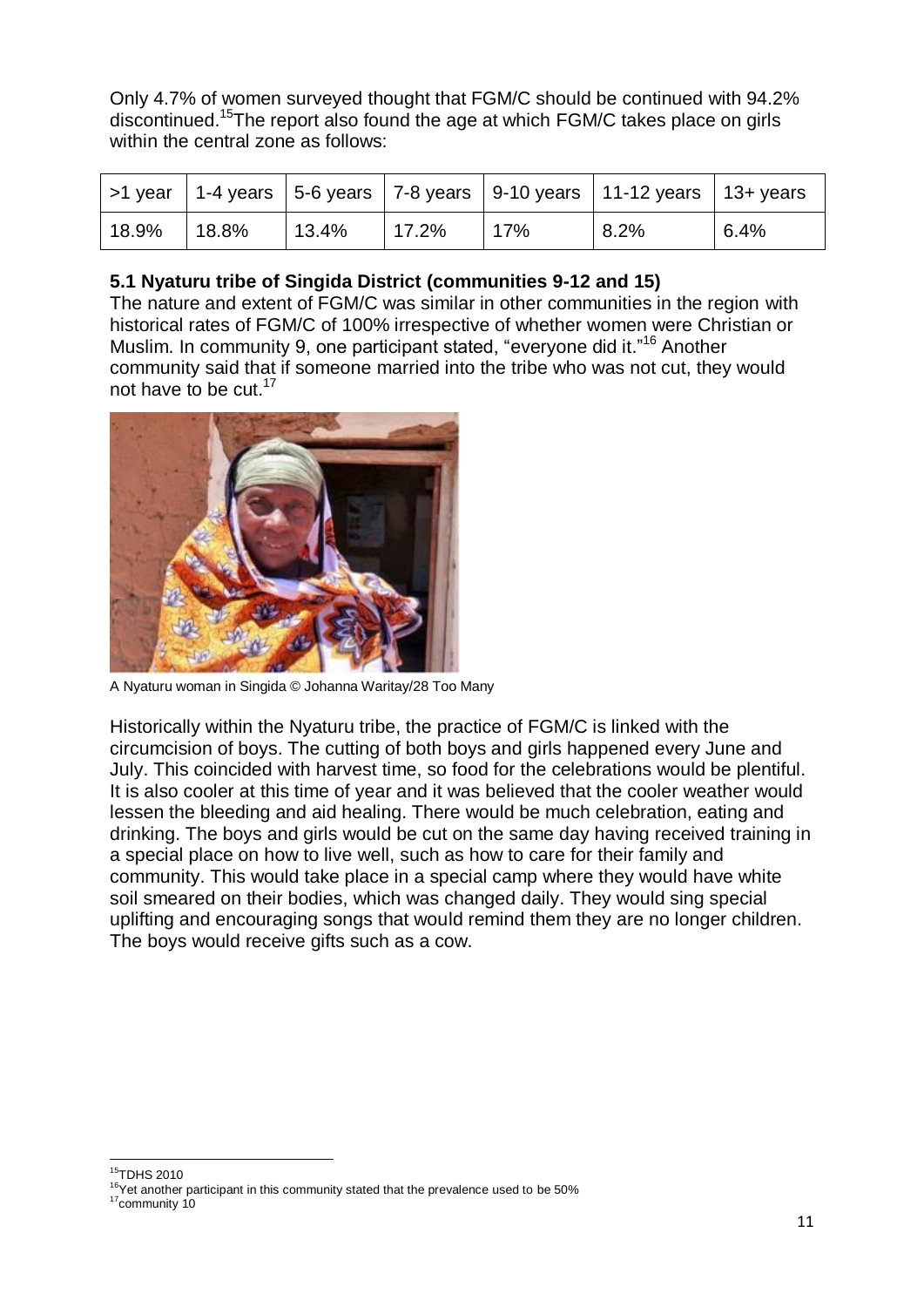Only 4.7% of women surveyed thought that FGM/C should be continued with 94.2% discontinued.[15] The report also found the age at which FGM/C takes place on girls within the central zone as follows:

| >1 year | 1-4 years | 5-6 years | 7-8 years | 9-10 years | 11-12 years | 13+ years |
|---|---|---|---|---|---|---|
| 18.9% | 18.8% | 13.4% | 17.2% | 17% | 8.2% | 6.4% |

**5.1 Nyaturu tribe of Singida District (communities 9-12 and 15)**

The nature and extent of FGM/C was similar in other communities in the region with historical rates of FGM/C of 100% irrespective of whether women were Christian or Muslim. In community 9, one participant stated, "everyone did it."[16] Another community said that if someone married into the tribe who was not cut, they would not have to be cut.[17]

A Nyaturu woman in Singida © Johanna Waritay/28 Too Many

Historically within the Nyaturu tribe, the practice of FGM/C is linked with the circumcision of boys. The cutting of both boys and girls happened every June and July. This coincided with harvest time, so food for the celebrations would be plentiful. It is also cooler at this time of year and it was believed that the cooler weather would lessen the bleeding and aid healing. There would be much celebration, eating and drinking. The boys and girls would be cut on the same day having received training in a special place on how to live well, such as how to care for their family and community. This would take place in a special camp where they would have white soil smeared on their bodies, which was changed daily. They would sing special uplifting and encouraging songs that would remind them they are no longer children. The boys would receive gifts such as a cow.

[15] TDHS 2010

[16] Yet another participant in this community stated that the prevalence used to be 50%

[17] community 10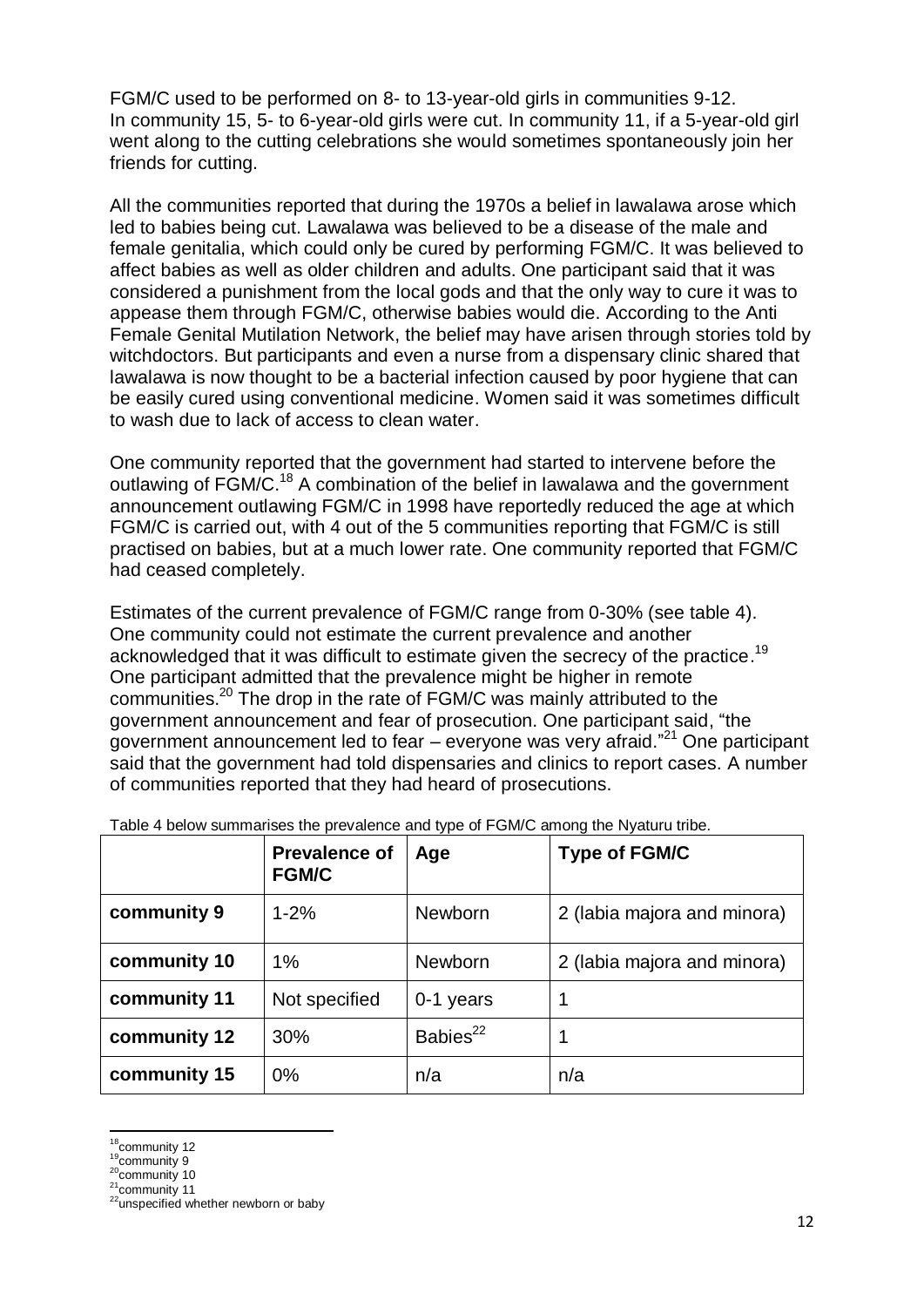FGM/C used to be performed on 8- to 13-year-old girls in communities 9-12. In community 15, 5- to 6-year-old girls were cut. In community 11, if a 5-year-old girl went along to the cutting celebrations she would sometimes spontaneously join her friends for cutting.

All the communities reported that during the 1970s a belief in lawalawa arose which led to babies being cut. Lawalawa was believed to be a disease of the male and female genitalia, which could only be cured by performing FGM/C. It was believed to affect babies as well as older children and adults. One participant said that it was considered a punishment from the local gods and that the only way to cure it was to appease them through FGM/C, otherwise babies would die. According to the Anti Female Genital Mutilation Network, the belief may have arisen through stories told by witchdoctors. But participants and even a nurse from a dispensary clinic shared that lawalawa is now thought to be a bacterial infection caused by poor hygiene that can be easily cured using conventional medicine. Women said it was sometimes difficult to wash due to lack of access to clean water.

One community reported that the government had started to intervene before the outlawing of FGM/C.[18] A combination of the belief in lawalawa and the government announcement outlawing FGM/C in 1998 have reportedly reduced the age at which FGM/C is carried out, with 4 out of the 5 communities reporting that FGM/C is still practised on babies, but at a much lower rate. One community reported that FGM/C had ceased completely.

Estimates of the current prevalence of FGM/C range from 0-30% (see table 4). One community could not estimate the current prevalence and another acknowledged that it was difficult to estimate given the secrecy of the practice.[19] One participant admitted that the prevalence might be higher in remote communities.[20] The drop in the rate of FGM/C was mainly attributed to the government announcement and fear of prosecution. One participant said, "the government announcement led to fear – everyone was very afraid."[21] One participant said that the government had told dispensaries and clinics to report cases. A number of communities reported that they had heard of prosecutions.

Table 4 below summarises the prevalence and type of FGM/C among the Nyaturu tribe.

| | Prevalence of FGM/C | Age | Type of FGM/C |
|---|---|---|---|
| community 9 | 1-2% | Newborn | 2 (labia majora and minora) |
| community 10 | 1% | Newborn | 2 (labia majora and minora) |
| community 11 | Not specified | 0-1 years | 1 |
| community 12 | 30% | Babies[22] | 1 |
| community 15 | 0% | n/a | n/a |

[18] community 12
[19] community 9
[20] community 10
[21] community 11
[22] unspecified whether newborn or baby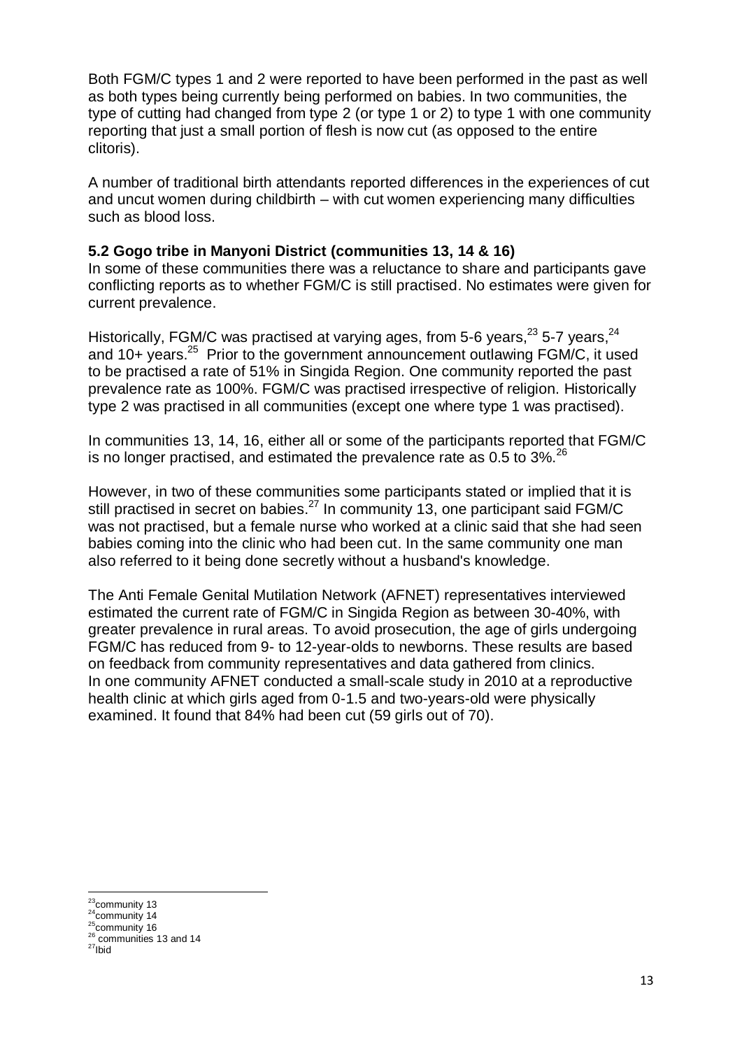Both FGM/C types 1 and 2 were reported to have been performed in the past as well as both types being currently being performed on babies. In two communities, the type of cutting had changed from type 2 (or type 1 or 2) to type 1 with one community reporting that just a small portion of flesh is now cut (as opposed to the entire clitoris).

A number of traditional birth attendants reported differences in the experiences of cut and uncut women during childbirth – with cut women experiencing many difficulties such as blood loss.

### 5.2 Gogo tribe in Manyoni District (communities 13, 14 & 16)

In some of these communities there was a reluctance to share and participants gave conflicting reports as to whether FGM/C is still practised. No estimates were given for current prevalence.

Historically, FGM/C was practised at varying ages, from 5-6 years,[23] 5-7 years,[24] and 10+ years.[25] Prior to the government announcement outlawing FGM/C, it used to be practised a rate of 51% in Singida Region. One community reported the past prevalence rate as 100%. FGM/C was practised irrespective of religion. Historically type 2 was practised in all communities (except one where type 1 was practised).

In communities 13, 14, 16, either all or some of the participants reported that FGM/C is no longer practised, and estimated the prevalence rate as 0.5 to 3%.[26]

However, in two of these communities some participants stated or implied that it is still practised in secret on babies.[27] In community 13, one participant said FGM/C was not practised, but a female nurse who worked at a clinic said that she had seen babies coming into the clinic who had been cut. In the same community one man also referred to it being done secretly without a husband's knowledge.

The Anti Female Genital Mutilation Network (AFNET) representatives interviewed estimated the current rate of FGM/C in Singida Region as between 30-40%, with greater prevalence in rural areas. To avoid prosecution, the age of girls undergoing FGM/C has reduced from 9- to 12-year-olds to newborns. These results are based on feedback from community representatives and data gathered from clinics. In one community AFNET conducted a small-scale study in 2010 at a reproductive health clinic at which girls aged from 0-1.5 and two-years-old were physically examined. It found that 84% had been cut (59 girls out of 70).

---

[23] community 13
[24] community 14
[25] community 16
[26] communities 13 and 14
[27] Ibid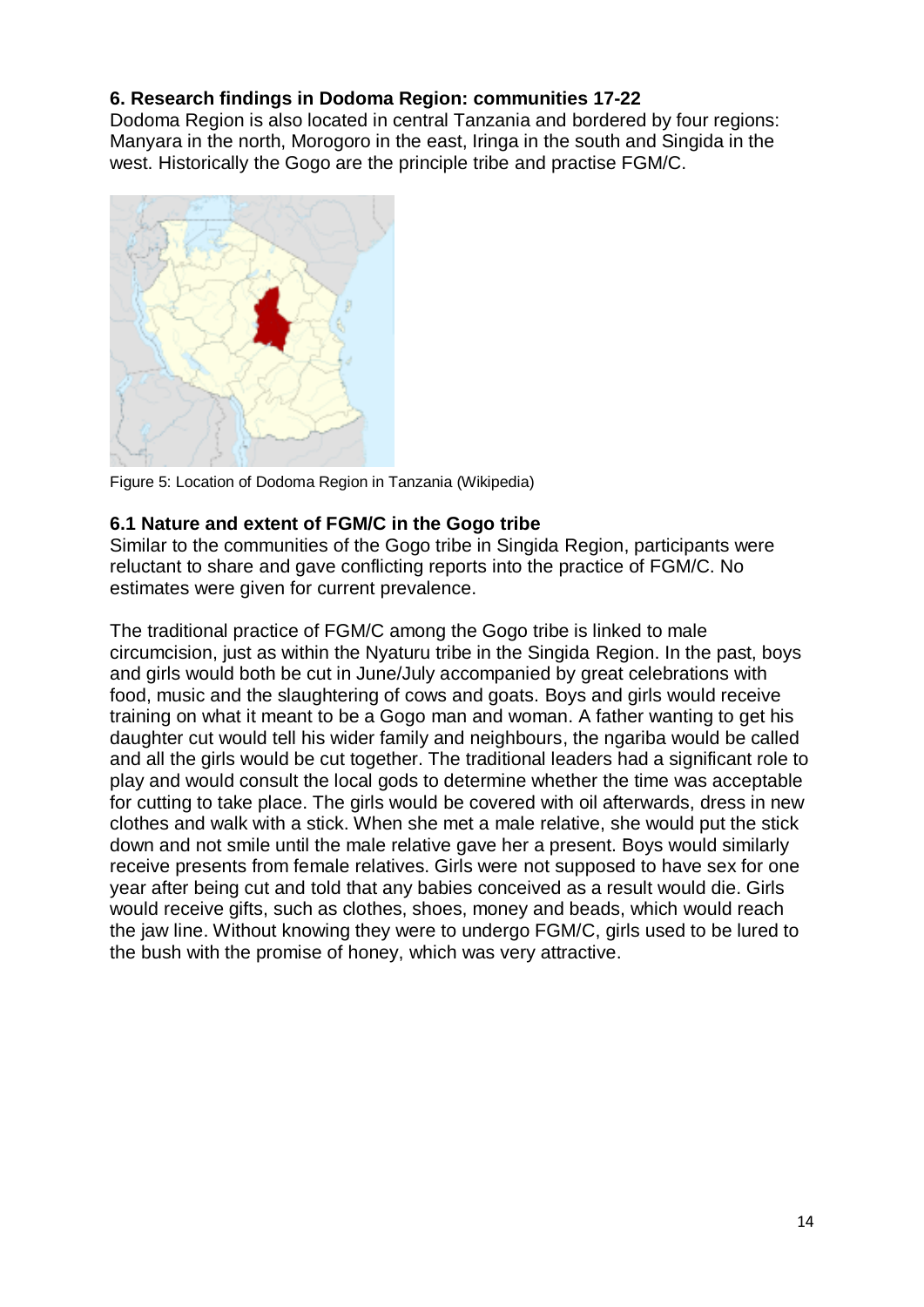## 6. Research findings in Dodoma Region: communities 17-22

Dodoma Region is also located in central Tanzania and bordered by four regions: Manyara in the north, Morogoro in the east, Iringa in the south and Singida in the west. Historically the Gogo are the principle tribe and practise FGM/C.

Figure 5: Location of Dodoma Region in Tanzania (Wikipedia)

### 6.1 Nature and extent of FGM/C in the Gogo tribe

Similar to the communities of the Gogo tribe in Singida Region, participants were reluctant to share and gave conflicting reports into the practice of FGM/C. No estimates were given for current prevalence.

The traditional practice of FGM/C among the Gogo tribe is linked to male circumcision, just as within the Nyaturu tribe in the Singida Region. In the past, boys and girls would both be cut in June/July accompanied by great celebrations with food, music and the slaughtering of cows and goats. Boys and girls would receive training on what it meant to be a Gogo man and woman. A father wanting to get his daughter cut would tell his wider family and neighbours, the ngariba would be called and all the girls would be cut together. The traditional leaders had a significant role to play and would consult the local gods to determine whether the time was acceptable for cutting to take place. The girls would be covered with oil afterwards, dress in new clothes and walk with a stick. When she met a male relative, she would put the stick down and not smile until the male relative gave her a present. Boys would similarly receive presents from female relatives. Girls were not supposed to have sex for one year after being cut and told that any babies conceived as a result would die. Girls would receive gifts, such as clothes, shoes, money and beads, which would reach the jaw line. Without knowing they were to undergo FGM/C, girls used to be lured to the bush with the promise of honey, which was very attractive.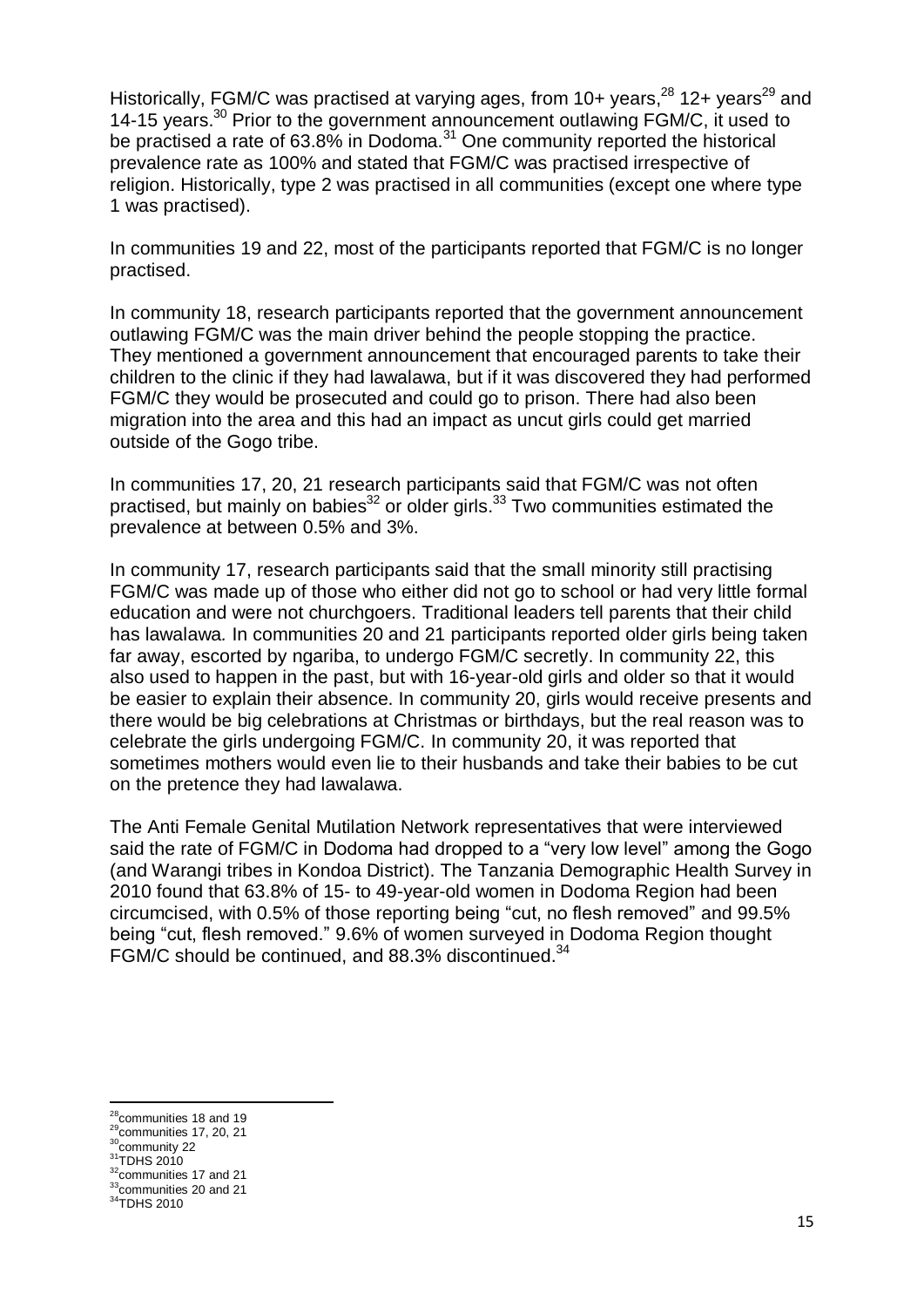Historically, FGM/C was practised at varying ages, from 10+ years,[28] 12+ years[29] and 14-15 years.[30] Prior to the government announcement outlawing FGM/C, it used to be practised a rate of 63.8% in Dodoma.[31] One community reported the historical prevalence rate as 100% and stated that FGM/C was practised irrespective of religion. Historically, type 2 was practised in all communities (except one where type 1 was practised).

In communities 19 and 22, most of the participants reported that FGM/C is no longer practised.

In community 18, research participants reported that the government announcement outlawing FGM/C was the main driver behind the people stopping the practice. They mentioned a government announcement that encouraged parents to take their children to the clinic if they had lawalawa, but if it was discovered they had performed FGM/C they would be prosecuted and could go to prison. There had also been migration into the area and this had an impact as uncut girls could get married outside of the Gogo tribe.

In communities 17, 20, 21 research participants said that FGM/C was not often practised, but mainly on babies[32] or older girls.[33] Two communities estimated the prevalence at between 0.5% and 3%.

In community 17, research participants said that the small minority still practising FGM/C was made up of those who either did not go to school or had very little formal education and were not churchgoers. Traditional leaders tell parents that their child has lawalawa. In communities 20 and 21 participants reported older girls being taken far away, escorted by ngariba, to undergo FGM/C secretly. In community 22, this also used to happen in the past, but with 16-year-old girls and older so that it would be easier to explain their absence. In community 20, girls would receive presents and there would be big celebrations at Christmas or birthdays, but the real reason was to celebrate the girls undergoing FGM/C. In community 20, it was reported that sometimes mothers would even lie to their husbands and take their babies to be cut on the pretence they had lawalawa.

The Anti Female Genital Mutilation Network representatives that were interviewed said the rate of FGM/C in Dodoma had dropped to a "very low level" among the Gogo (and Warangi tribes in Kondoa District). The Tanzania Demographic Health Survey in 2010 found that 63.8% of 15- to 49-year-old women in Dodoma Region had been circumcised, with 0.5% of those reporting being "cut, no flesh removed" and 99.5% being "cut, flesh removed." 9.6% of women surveyed in Dodoma Region thought FGM/C should be continued, and 88.3% discontinued.[34]

---

[28] communities 18 and 19
[29] communities 17, 20, 21
[30] community 22
[31] TDHS 2010
[32] communities 17 and 21
[33] communities 20 and 21
[34] TDHS 2010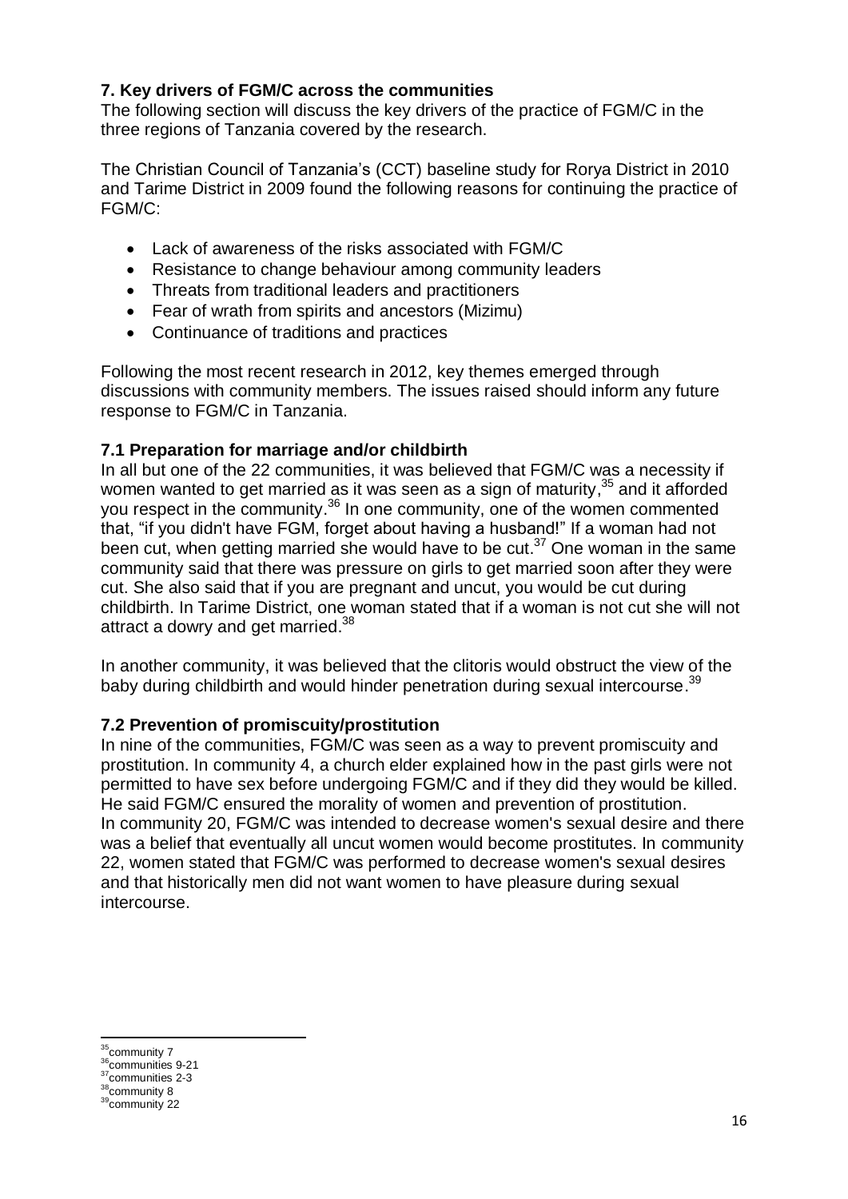## 7. Key drivers of FGM/C across the communities

The following section will discuss the key drivers of the practice of FGM/C in the three regions of Tanzania covered by the research.

The Christian Council of Tanzania's (CCT) baseline study for Rorya District in 2010 and Tarime District in 2009 found the following reasons for continuing the practice of FGM/C:

- Lack of awareness of the risks associated with FGM/C
- Resistance to change behaviour among community leaders
- Threats from traditional leaders and practitioners
- Fear of wrath from spirits and ancestors (Mizimu)
- Continuance of traditions and practices

Following the most recent research in 2012, key themes emerged through discussions with community members. The issues raised should inform any future response to FGM/C in Tanzania.

### 7.1 Preparation for marriage and/or childbirth

In all but one of the 22 communities, it was believed that FGM/C was a necessity if women wanted to get married as it was seen as a sign of maturity,[35] and it afforded you respect in the community.[36] In one community, one of the women commented that, "if you didn't have FGM, forget about having a husband!" If a woman had not been cut, when getting married she would have to be cut.[37] One woman in the same community said that there was pressure on girls to get married soon after they were cut. She also said that if you are pregnant and uncut, you would be cut during childbirth. In Tarime District, one woman stated that if a woman is not cut she will not attract a dowry and get married.[38]

In another community, it was believed that the clitoris would obstruct the view of the baby during childbirth and would hinder penetration during sexual intercourse.[39]

### 7.2 Prevention of promiscuity/prostitution

In nine of the communities, FGM/C was seen as a way to prevent promiscuity and prostitution. In community 4, a church elder explained how in the past girls were not permitted to have sex before undergoing FGM/C and if they did they would be killed. He said FGM/C ensured the morality of women and prevention of prostitution. In community 20, FGM/C was intended to decrease women's sexual desire and there was a belief that eventually all uncut women would become prostitutes. In community 22, women stated that FGM/C was performed to decrease women's sexual desires and that historically men did not want women to have pleasure during sexual intercourse.

---

[35] community 7
[36] communities 9-21
[37] communities 2-3
[38] community 8
[39] community 22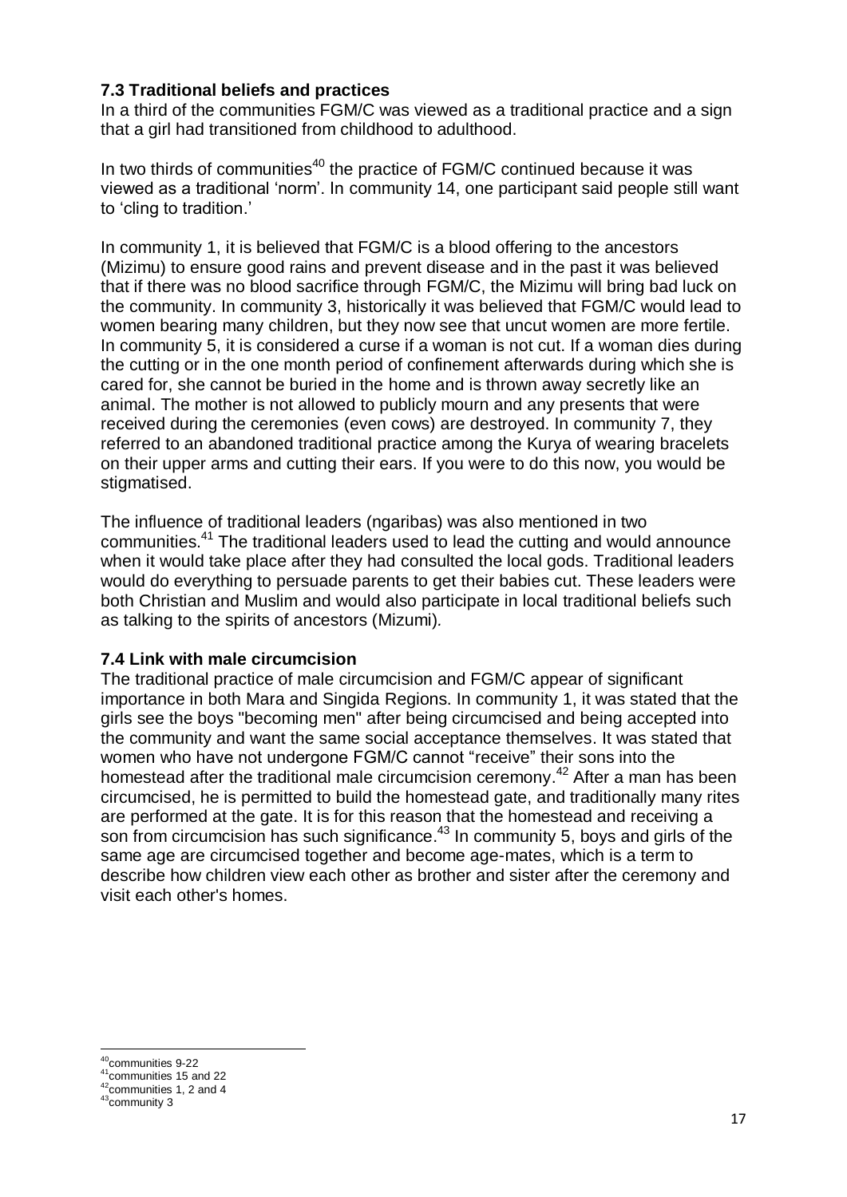### 7.3 Traditional beliefs and practices

In a third of the communities FGM/C was viewed as a traditional practice and a sign that a girl had transitioned from childhood to adulthood.

In two thirds of communities[40] the practice of FGM/C continued because it was viewed as a traditional 'norm'. In community 14, one participant said people still want to 'cling to tradition.'

In community 1, it is believed that FGM/C is a blood offering to the ancestors (Mizimu) to ensure good rains and prevent disease and in the past it was believed that if there was no blood sacrifice through FGM/C, the Mizimu will bring bad luck on the community. In community 3, historically it was believed that FGM/C would lead to women bearing many children, but they now see that uncut women are more fertile. In community 5, it is considered a curse if a woman is not cut. If a woman dies during the cutting or in the one month period of confinement afterwards during which she is cared for, she cannot be buried in the home and is thrown away secretly like an animal. The mother is not allowed to publicly mourn and any presents that were received during the ceremonies (even cows) are destroyed. In community 7, they referred to an abandoned traditional practice among the Kurya of wearing bracelets on their upper arms and cutting their ears. If you were to do this now, you would be stigmatised.

The influence of traditional leaders (ngaribas) was also mentioned in two communities.[41] The traditional leaders used to lead the cutting and would announce when it would take place after they had consulted the local gods. Traditional leaders would do everything to persuade parents to get their babies cut. These leaders were both Christian and Muslim and would also participate in local traditional beliefs such as talking to the spirits of ancestors (Mizumi).

### 7.4 Link with male circumcision

The traditional practice of male circumcision and FGM/C appear of significant importance in both Mara and Singida Regions. In community 1, it was stated that the girls see the boys "becoming men" after being circumcised and being accepted into the community and want the same social acceptance themselves. It was stated that women who have not undergone FGM/C cannot "receive" their sons into the homestead after the traditional male circumcision ceremony.[42] After a man has been circumcised, he is permitted to build the homestead gate, and traditionally many rites are performed at the gate. It is for this reason that the homestead and receiving a son from circumcision has such significance.[43] In community 5, boys and girls of the same age are circumcised together and become age-mates, which is a term to describe how children view each other as brother and sister after the ceremony and visit each other's homes.

---

[40] communities 9-22
[41] communities 15 and 22
[42] communities 1, 2 and 4
[43] community 3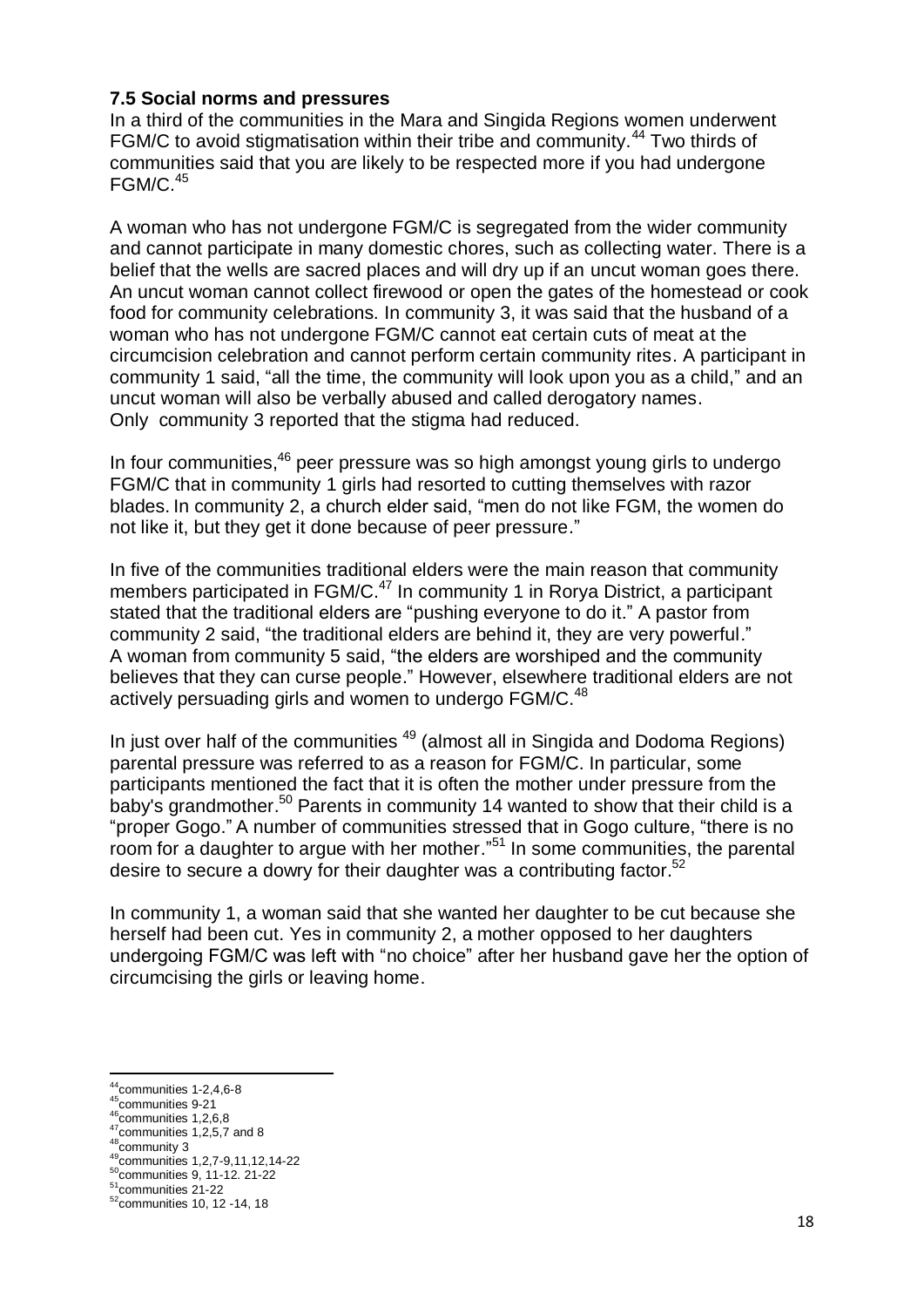### 7.5 Social norms and pressures

In a third of the communities in the Mara and Singida Regions women underwent FGM/C to avoid stigmatisation within their tribe and community.[44] Two thirds of communities said that you are likely to be respected more if you had undergone FGM/C.[45]

A woman who has not undergone FGM/C is segregated from the wider community and cannot participate in many domestic chores, such as collecting water. There is a belief that the wells are sacred places and will dry up if an uncut woman goes there. An uncut woman cannot collect firewood or open the gates of the homestead or cook food for community celebrations. In community 3, it was said that the husband of a woman who has not undergone FGM/C cannot eat certain cuts of meat at the circumcision celebration and cannot perform certain community rites. A participant in community 1 said, "all the time, the community will look upon you as a child," and an uncut woman will also be verbally abused and called derogatory names. Only community 3 reported that the stigma had reduced.

In four communities,[46] peer pressure was so high amongst young girls to undergo FGM/C that in community 1 girls had resorted to cutting themselves with razor blades. In community 2, a church elder said, "men do not like FGM, the women do not like it, but they get it done because of peer pressure."

In five of the communities traditional elders were the main reason that community members participated in FGM/C.[47] In community 1 in Rorya District, a participant stated that the traditional elders are "pushing everyone to do it." A pastor from community 2 said, "the traditional elders are behind it, they are very powerful." A woman from community 5 said, "the elders are worshiped and the community believes that they can curse people." However, elsewhere traditional elders are not actively persuading girls and women to undergo FGM/C.[48]

In just over half of the communities [49] (almost all in Singida and Dodoma Regions) parental pressure was referred to as a reason for FGM/C. In particular, some participants mentioned the fact that it is often the mother under pressure from the baby's grandmother.[50] Parents in community 14 wanted to show that their child is a "proper Gogo." A number of communities stressed that in Gogo culture, "there is no room for a daughter to argue with her mother."[51] In some communities, the parental desire to secure a dowry for their daughter was a contributing factor.[52]

In community 1, a woman said that she wanted her daughter to be cut because she herself had been cut. Yes in community 2, a mother opposed to her daughters undergoing FGM/C was left with "no choice" after her husband gave her the option of circumcising the girls or leaving home.

---

[44] communities 1-2,4,6-8
[45] communities 9-21
[46] communities 1,2,6,8
[47] communities 1,2,5,7 and 8
[48] community 3
[49] communities 1,2,7-9,11,12,14-22
[50] communities 9, 11-12. 21-22
[51] communities 21-22
[52] communities 10, 12 -14, 18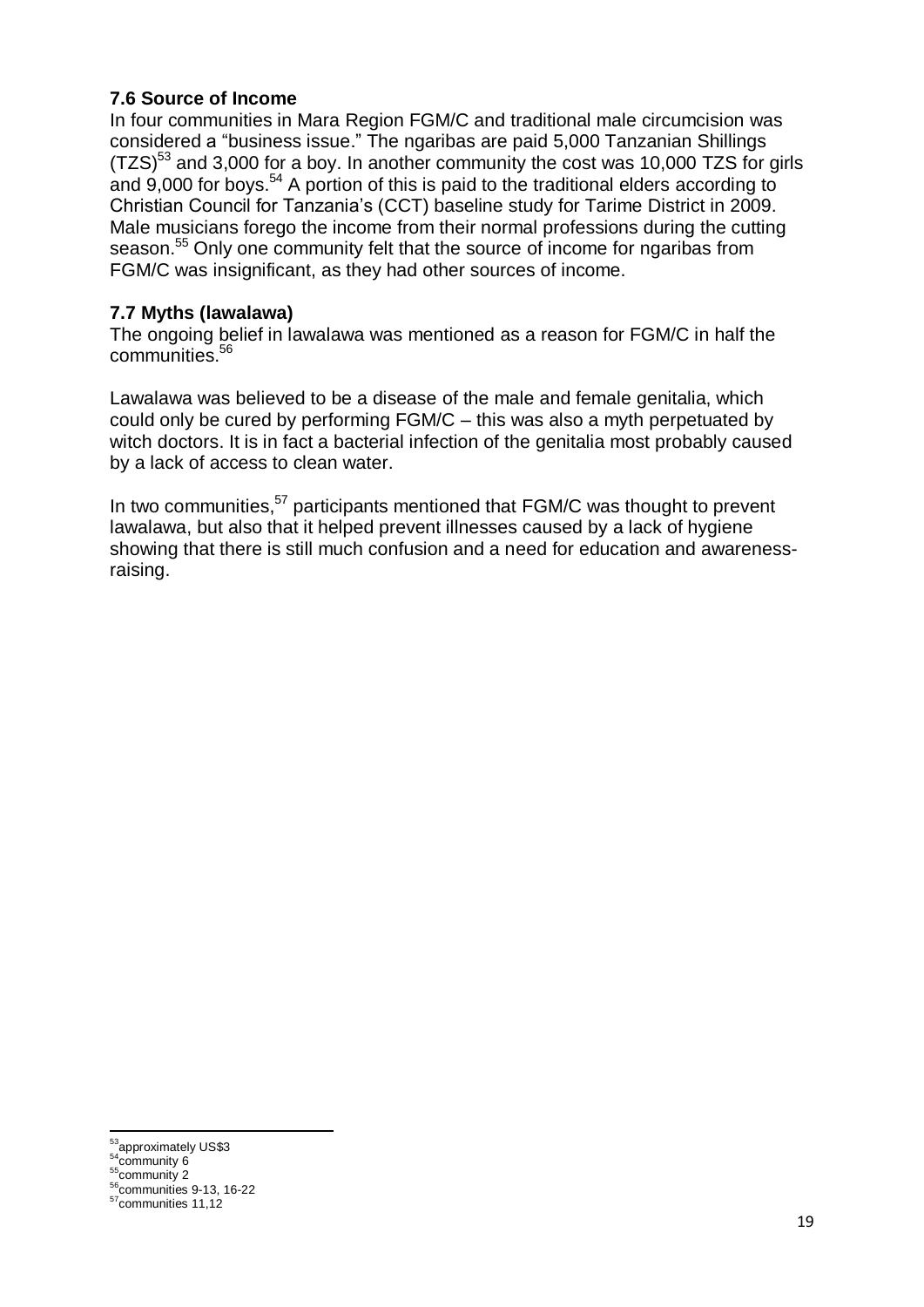### 7.6 Source of Income

In four communities in Mara Region FGM/C and traditional male circumcision was considered a "business issue." The ngaribas are paid 5,000 Tanzanian Shillings (TZS)[53] and 3,000 for a boy. In another community the cost was 10,000 TZS for girls and 9,000 for boys.[54] A portion of this is paid to the traditional elders according to Christian Council for Tanzania's (CCT) baseline study for Tarime District in 2009. Male musicians forego the income from their normal professions during the cutting season.[55] Only one community felt that the source of income for ngaribas from FGM/C was insignificant, as they had other sources of income.

### 7.7 Myths (lawalawa)

The ongoing belief in lawalawa was mentioned as a reason for FGM/C in half the communities.[56]

Lawalawa was believed to be a disease of the male and female genitalia, which could only be cured by performing FGM/C – this was also a myth perpetuated by witch doctors. It is in fact a bacterial infection of the genitalia most probably caused by a lack of access to clean water.

In two communities,[57] participants mentioned that FGM/C was thought to prevent lawalawa, but also that it helped prevent illnesses caused by a lack of hygiene showing that there is still much confusion and a need for education and awareness-raising.

---

[53] approximately US$3
[54] community 6
[55] community 2
[56] communities 9-13, 16-22
[57] communities 11,12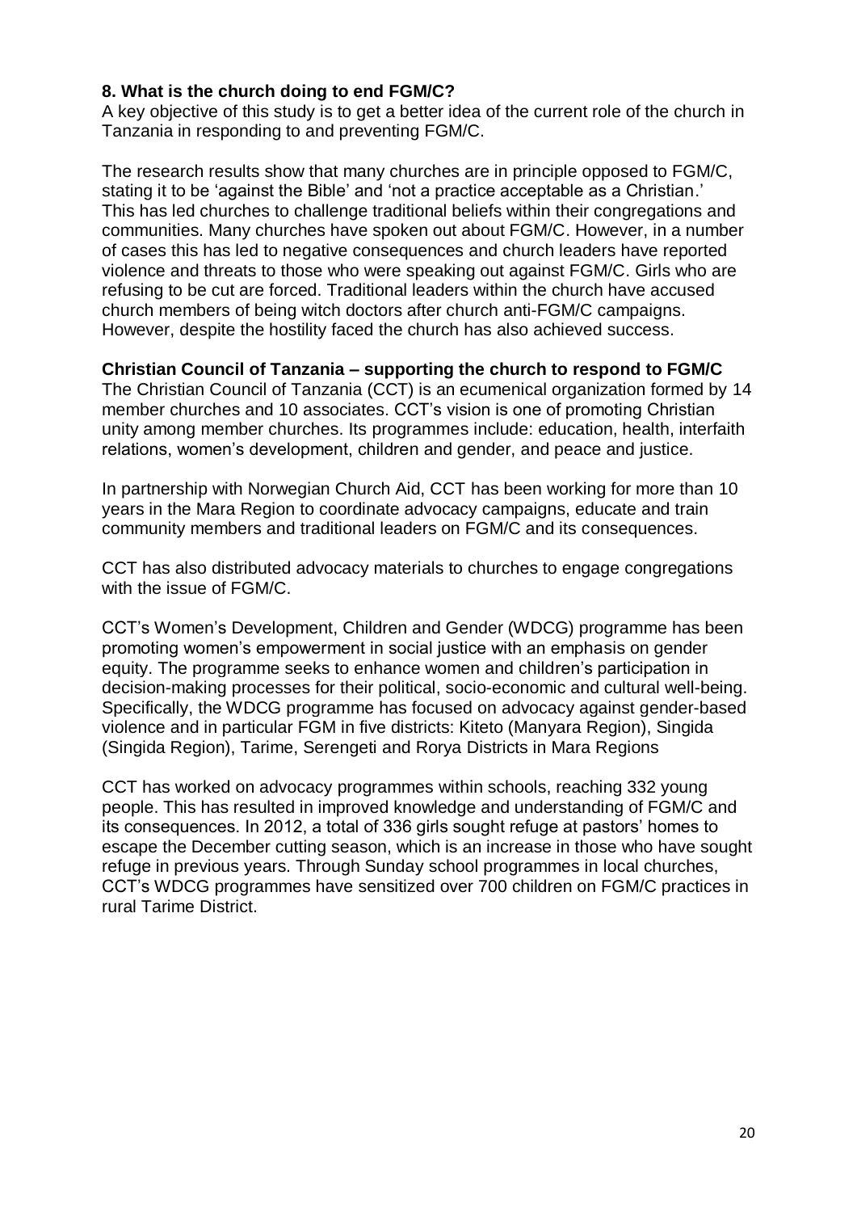## 8. What is the church doing to end FGM/C?

A key objective of this study is to get a better idea of the current role of the church in Tanzania in responding to and preventing FGM/C.

The research results show that many churches are in principle opposed to FGM/C, stating it to be 'against the Bible' and 'not a practice acceptable as a Christian.' This has led churches to challenge traditional beliefs within their congregations and communities. Many churches have spoken out about FGM/C. However, in a number of cases this has led to negative consequences and church leaders have reported violence and threats to those who were speaking out against FGM/C. Girls who are refusing to be cut are forced. Traditional leaders within the church have accused church members of being witch doctors after church anti-FGM/C campaigns. However, despite the hostility faced the church has also achieved success.

### Christian Council of Tanzania – supporting the church to respond to FGM/C

The Christian Council of Tanzania (CCT) is an ecumenical organization formed by 14 member churches and 10 associates. CCT's vision is one of promoting Christian unity among member churches. Its programmes include: education, health, interfaith relations, women's development, children and gender, and peace and justice.

In partnership with Norwegian Church Aid, CCT has been working for more than 10 years in the Mara Region to coordinate advocacy campaigns, educate and train community members and traditional leaders on FGM/C and its consequences.

CCT has also distributed advocacy materials to churches to engage congregations with the issue of FGM/C.

CCT's Women's Development, Children and Gender (WDCG) programme has been promoting women's empowerment in social justice with an emphasis on gender equity. The programme seeks to enhance women and children's participation in decision-making processes for their political, socio-economic and cultural well-being. Specifically, the WDCG programme has focused on advocacy against gender-based violence and in particular FGM in five districts: Kiteto (Manyara Region), Singida (Singida Region), Tarime, Serengeti and Rorya Districts in Mara Regions

CCT has worked on advocacy programmes within schools, reaching 332 young people. This has resulted in improved knowledge and understanding of FGM/C and its consequences. In 2012, a total of 336 girls sought refuge at pastors' homes to escape the December cutting season, which is an increase in those who have sought refuge in previous years. Through Sunday school programmes in local churches, CCT's WDCG programmes have sensitized over 700 children on FGM/C practices in rural Tarime District.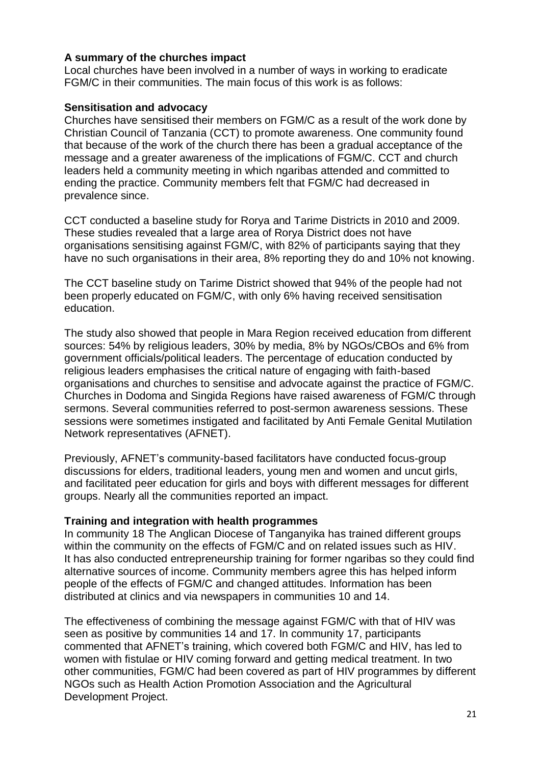**A summary of the churches impact**

Local churches have been involved in a number of ways in working to eradicate FGM/C in their communities. The main focus of this work is as follows:

**Sensitisation and advocacy**

Churches have sensitised their members on FGM/C as a result of the work done by Christian Council of Tanzania (CCT) to promote awareness. One community found that because of the work of the church there has been a gradual acceptance of the message and a greater awareness of the implications of FGM/C. CCT and church leaders held a community meeting in which ngaribas attended and committed to ending the practice. Community members felt that FGM/C had decreased in prevalence since.

CCT conducted a baseline study for Rorya and Tarime Districts in 2010 and 2009. These studies revealed that a large area of Rorya District does not have organisations sensitising against FGM/C, with 82% of participants saying that they have no such organisations in their area, 8% reporting they do and 10% not knowing.

The CCT baseline study on Tarime District showed that 94% of the people had not been properly educated on FGM/C, with only 6% having received sensitisation education.

The study also showed that people in Mara Region received education from different sources: 54% by religious leaders, 30% by media, 8% by NGOs/CBOs and 6% from government officials/political leaders. The percentage of education conducted by religious leaders emphasises the critical nature of engaging with faith-based organisations and churches to sensitise and advocate against the practice of FGM/C. Churches in Dodoma and Singida Regions have raised awareness of FGM/C through sermons. Several communities referred to post-sermon awareness sessions. These sessions were sometimes instigated and facilitated by Anti Female Genital Mutilation Network representatives (AFNET).

Previously, AFNET's community-based facilitators have conducted focus-group discussions for elders, traditional leaders, young men and women and uncut girls, and facilitated peer education for girls and boys with different messages for different groups. Nearly all the communities reported an impact.

**Training and integration with health programmes**

In community 18 The Anglican Diocese of Tanganyika has trained different groups within the community on the effects of FGM/C and on related issues such as HIV. It has also conducted entrepreneurship training for former ngaribas so they could find alternative sources of income. Community members agree this has helped inform people of the effects of FGM/C and changed attitudes. Information has been distributed at clinics and via newspapers in communities 10 and 14.

The effectiveness of combining the message against FGM/C with that of HIV was seen as positive by communities 14 and 17. In community 17, participants commented that AFNET's training, which covered both FGM/C and HIV, has led to women with fistulae or HIV coming forward and getting medical treatment. In two other communities, FGM/C had been covered as part of HIV programmes by different NGOs such as Health Action Promotion Association and the Agricultural Development Project.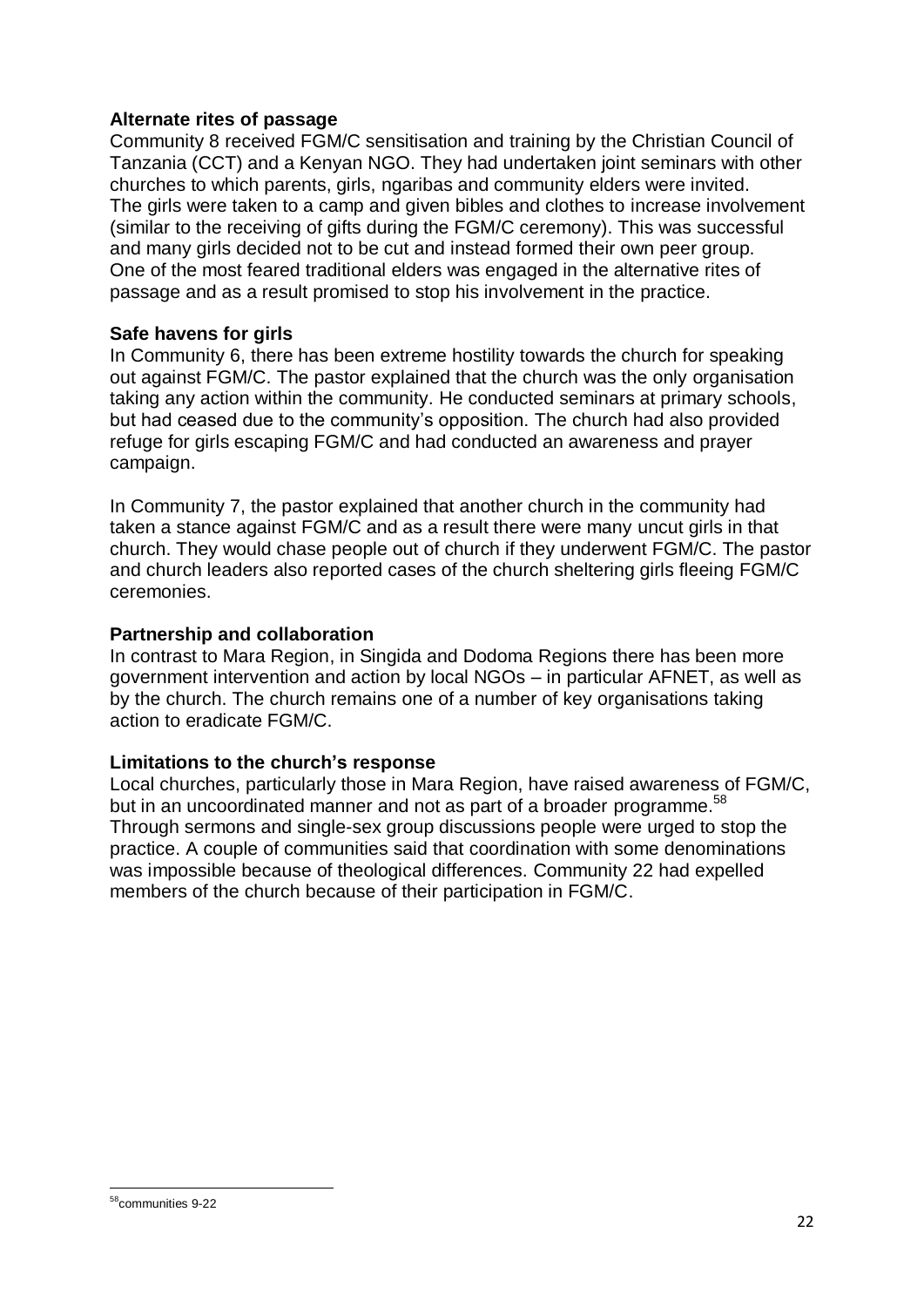**Alternate rites of passage**

Community 8 received FGM/C sensitisation and training by the Christian Council of Tanzania (CCT) and a Kenyan NGO. They had undertaken joint seminars with other churches to which parents, girls, ngaribas and community elders were invited. The girls were taken to a camp and given bibles and clothes to increase involvement (similar to the receiving of gifts during the FGM/C ceremony). This was successful and many girls decided not to be cut and instead formed their own peer group. One of the most feared traditional elders was engaged in the alternative rites of passage and as a result promised to stop his involvement in the practice.

**Safe havens for girls**

In Community 6, there has been extreme hostility towards the church for speaking out against FGM/C. The pastor explained that the church was the only organisation taking any action within the community. He conducted seminars at primary schools, but had ceased due to the community's opposition. The church had also provided refuge for girls escaping FGM/C and had conducted an awareness and prayer campaign.

In Community 7, the pastor explained that another church in the community had taken a stance against FGM/C and as a result there were many uncut girls in that church. They would chase people out of church if they underwent FGM/C. The pastor and church leaders also reported cases of the church sheltering girls fleeing FGM/C ceremonies.

**Partnership and collaboration**

In contrast to Mara Region, in Singida and Dodoma Regions there has been more government intervention and action by local NGOs – in particular AFNET, as well as by the church. The church remains one of a number of key organisations taking action to eradicate FGM/C.

**Limitations to the church's response**

Local churches, particularly those in Mara Region, have raised awareness of FGM/C, but in an uncoordinated manner and not as part of a broader programme.[58] Through sermons and single-sex group discussions people were urged to stop the practice. A couple of communities said that coordination with some denominations was impossible because of theological differences. Community 22 had expelled members of the church because of their participation in FGM/C.

[58] communities 9-22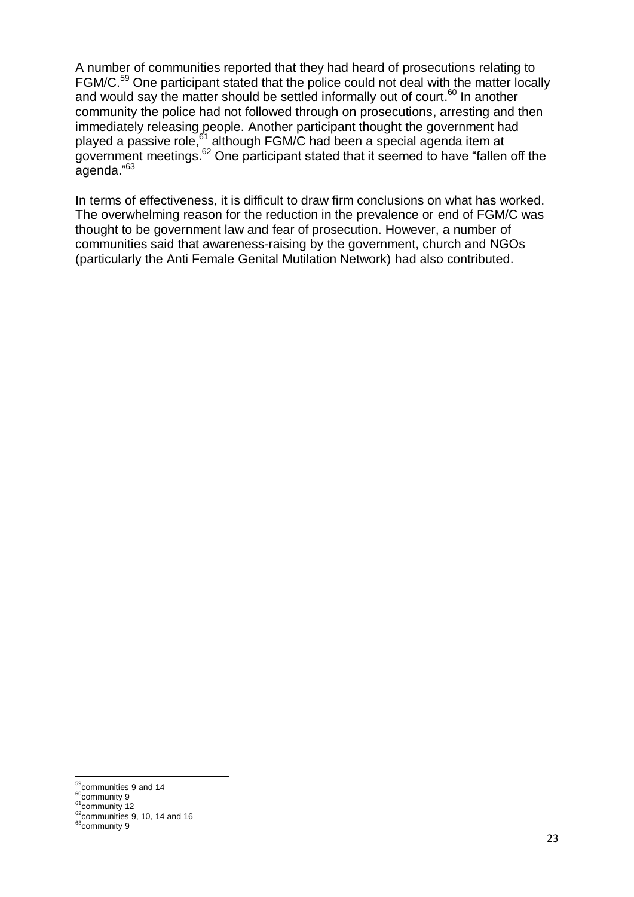A number of communities reported that they had heard of prosecutions relating to FGM/C.[59] One participant stated that the police could not deal with the matter locally and would say the matter should be settled informally out of court.[60] In another community the police had not followed through on prosecutions, arresting and then immediately releasing people. Another participant thought the government had played a passive role,[61] although FGM/C had been a special agenda item at government meetings.[62] One participant stated that it seemed to have "fallen off the agenda."[63]

In terms of effectiveness, it is difficult to draw firm conclusions on what has worked. The overwhelming reason for the reduction in the prevalence or end of FGM/C was thought to be government law and fear of prosecution. However, a number of communities said that awareness-raising by the government, church and NGOs (particularly the Anti Female Genital Mutilation Network) had also contributed.

---

[59] communities 9 and 14

[60] community 9

[61] community 12

[62] communities 9, 10, 14 and 16

[63] community 9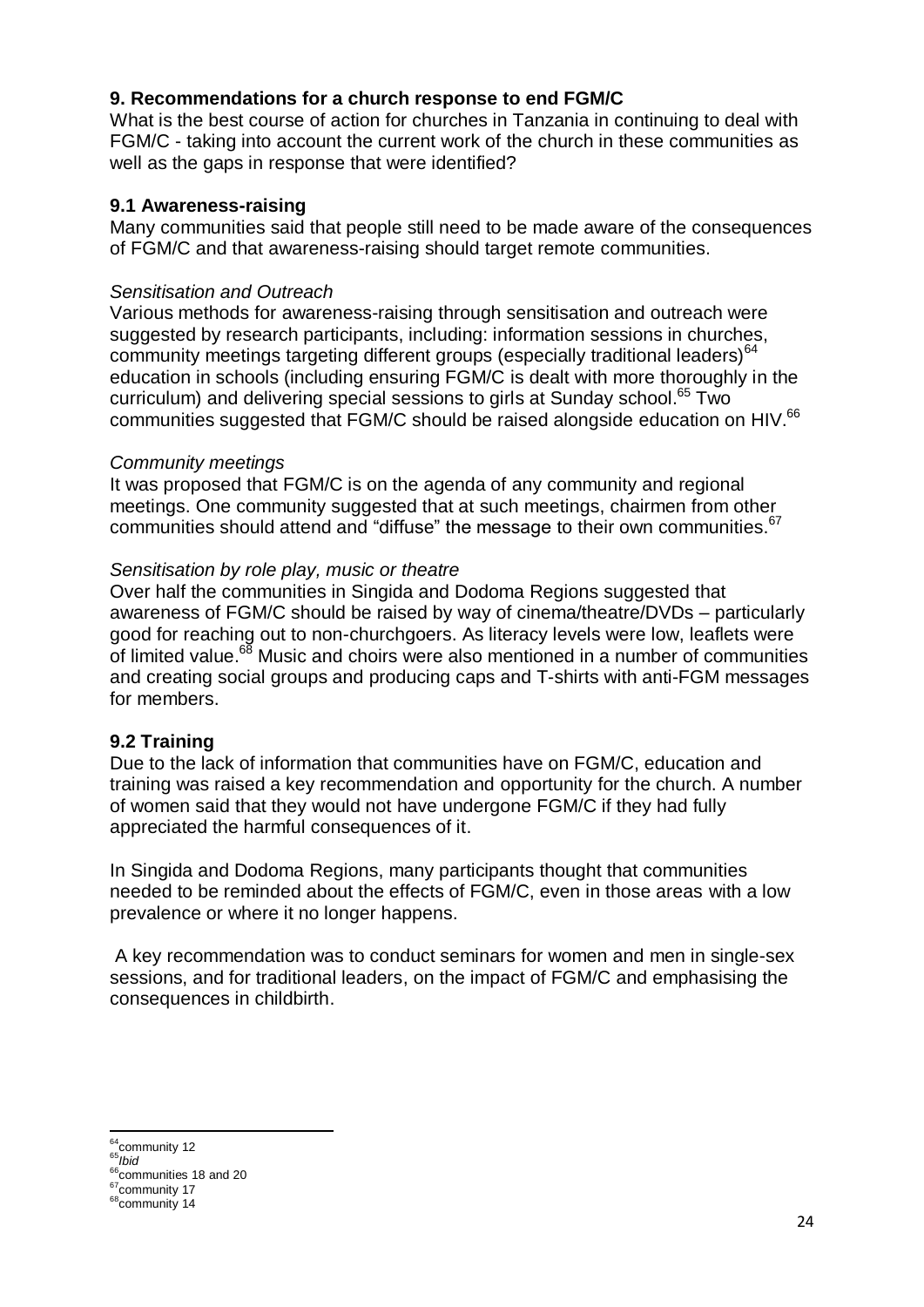## 9. Recommendations for a church response to end FGM/C

What is the best course of action for churches in Tanzania in continuing to deal with FGM/C - taking into account the current work of the church in these communities as well as the gaps in response that were identified?

### 9.1 Awareness-raising

Many communities said that people still need to be made aware of the consequences of FGM/C and that awareness-raising should target remote communities.

*Sensitisation and Outreach*

Various methods for awareness-raising through sensitisation and outreach were suggested by research participants, including: information sessions in churches, community meetings targeting different groups (especially traditional leaders)[64] education in schools (including ensuring FGM/C is dealt with more thoroughly in the curriculum) and delivering special sessions to girls at Sunday school.[65] Two communities suggested that FGM/C should be raised alongside education on HIV.[66]

*Community meetings*

It was proposed that FGM/C is on the agenda of any community and regional meetings. One community suggested that at such meetings, chairmen from other communities should attend and "diffuse" the message to their own communities.[67]

*Sensitisation by role play, music or theatre*

Over half the communities in Singida and Dodoma Regions suggested that awareness of FGM/C should be raised by way of cinema/theatre/DVDs – particularly good for reaching out to non-churchgoers. As literacy levels were low, leaflets were of limited value.[68] Music and choirs were also mentioned in a number of communities and creating social groups and producing caps and T-shirts with anti-FGM messages for members.

### 9.2 Training

Due to the lack of information that communities have on FGM/C, education and training was raised a key recommendation and opportunity for the church. A number of women said that they would not have undergone FGM/C if they had fully appreciated the harmful consequences of it.

In Singida and Dodoma Regions, many participants thought that communities needed to be reminded about the effects of FGM/C, even in those areas with a low prevalence or where it no longer happens.

A key recommendation was to conduct seminars for women and men in single-sex sessions, and for traditional leaders, on the impact of FGM/C and emphasising the consequences in childbirth.

---

[64] community 12
[65] *Ibid*
[66] communities 18 and 20
[67] community 17
[68] community 14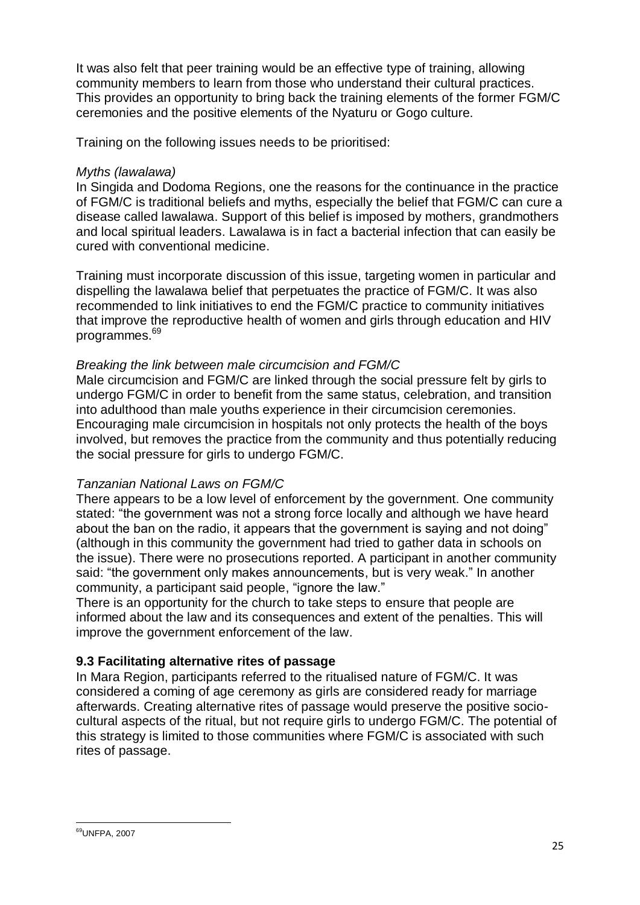It was also felt that peer training would be an effective type of training, allowing community members to learn from those who understand their cultural practices. This provides an opportunity to bring back the training elements of the former FGM/C ceremonies and the positive elements of the Nyaturu or Gogo culture.

Training on the following issues needs to be prioritised:

*Myths (lawalawa)*

In Singida and Dodoma Regions, one the reasons for the continuance in the practice of FGM/C is traditional beliefs and myths, especially the belief that FGM/C can cure a disease called lawalawa. Support of this belief is imposed by mothers, grandmothers and local spiritual leaders. Lawalawa is in fact a bacterial infection that can easily be cured with conventional medicine.

Training must incorporate discussion of this issue, targeting women in particular and dispelling the lawalawa belief that perpetuates the practice of FGM/C. It was also recommended to link initiatives to end the FGM/C practice to community initiatives that improve the reproductive health of women and girls through education and HIV programmes.[69]

*Breaking the link between male circumcision and FGM/C*

Male circumcision and FGM/C are linked through the social pressure felt by girls to undergo FGM/C in order to benefit from the same status, celebration, and transition into adulthood than male youths experience in their circumcision ceremonies. Encouraging male circumcision in hospitals not only protects the health of the boys involved, but removes the practice from the community and thus potentially reducing the social pressure for girls to undergo FGM/C.

*Tanzanian National Laws on FGM/C*

There appears to be a low level of enforcement by the government. One community stated: "the government was not a strong force locally and although we have heard about the ban on the radio, it appears that the government is saying and not doing" (although in this community the government had tried to gather data in schools on the issue). There were no prosecutions reported. A participant in another community said: "the government only makes announcements, but is very weak." In another community, a participant said people, "ignore the law."

There is an opportunity for the church to take steps to ensure that people are informed about the law and its consequences and extent of the penalties. This will improve the government enforcement of the law.

### 9.3 Facilitating alternative rites of passage

In Mara Region, participants referred to the ritualised nature of FGM/C. It was considered a coming of age ceremony as girls are considered ready for marriage afterwards. Creating alternative rites of passage would preserve the positive socio-cultural aspects of the ritual, but not require girls to undergo FGM/C. The potential of this strategy is limited to those communities where FGM/C is associated with such rites of passage.

---

[69] UNFPA, 2007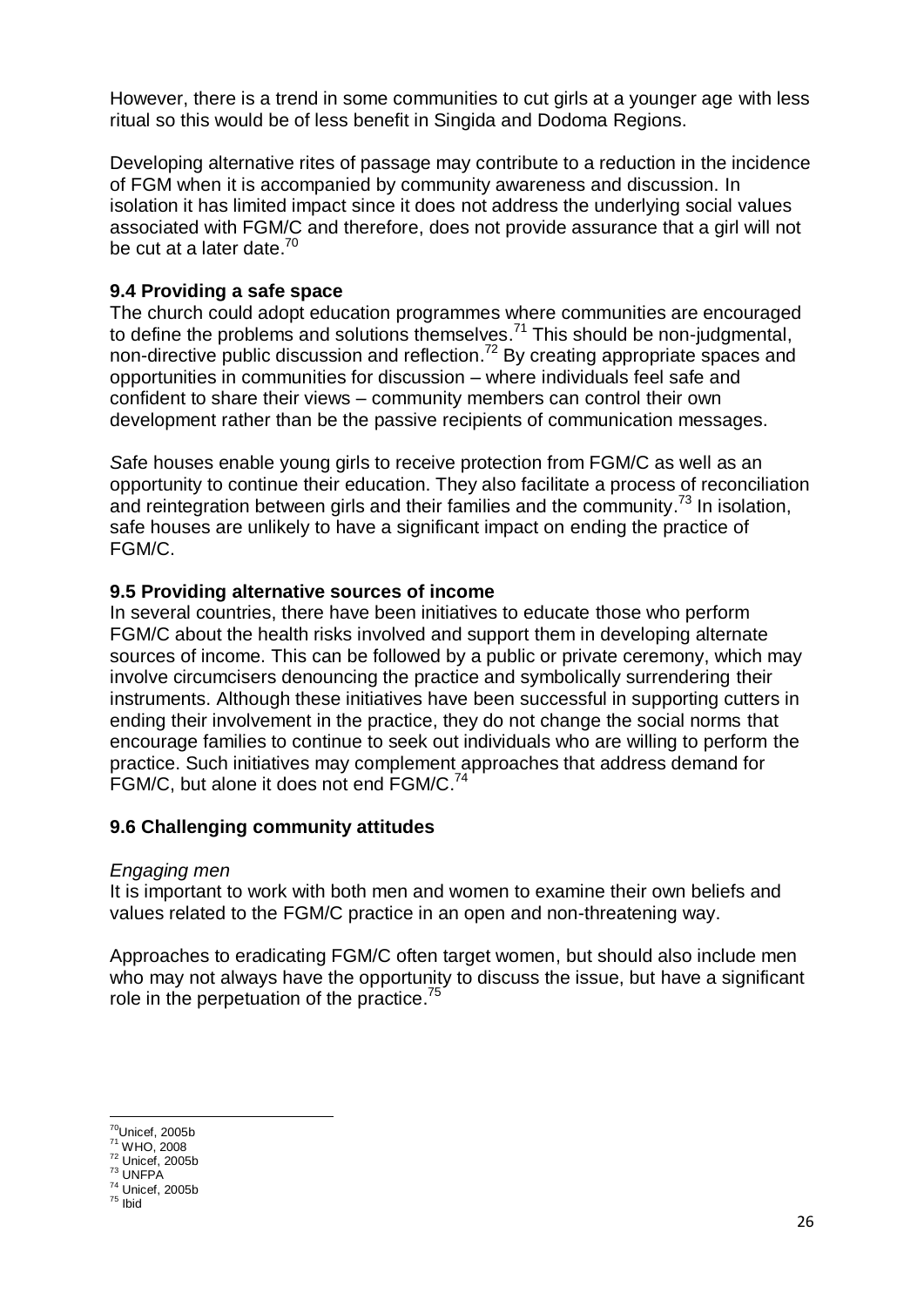However, there is a trend in some communities to cut girls at a younger age with less ritual so this would be of less benefit in Singida and Dodoma Regions.

Developing alternative rites of passage may contribute to a reduction in the incidence of FGM when it is accompanied by community awareness and discussion. In isolation it has limited impact since it does not address the underlying social values associated with FGM/C and therefore, does not provide assurance that a girl will not be cut at a later date.[70]

### 9.4 Providing a safe space

The church could adopt education programmes where communities are encouraged to define the problems and solutions themselves.[71] This should be non-judgmental, non-directive public discussion and reflection.[72] By creating appropriate spaces and opportunities in communities for discussion – where individuals feel safe and confident to share their views – community members can control their own development rather than be the passive recipients of communication messages.

*S*afe houses enable young girls to receive protection from FGM/C as well as an opportunity to continue their education. They also facilitate a process of reconciliation and reintegration between girls and their families and the community.[73] In isolation, safe houses are unlikely to have a significant impact on ending the practice of FGM/C.

### 9.5 Providing alternative sources of income

In several countries, there have been initiatives to educate those who perform FGM/C about the health risks involved and support them in developing alternate sources of income. This can be followed by a public or private ceremony, which may involve circumcisers denouncing the practice and symbolically surrendering their instruments. Although these initiatives have been successful in supporting cutters in ending their involvement in the practice, they do not change the social norms that encourage families to continue to seek out individuals who are willing to perform the practice. Such initiatives may complement approaches that address demand for FGM/C, but alone it does not end FGM/C.[74]

### 9.6 Challenging community attitudes

*Engaging men*

It is important to work with both men and women to examine their own beliefs and values related to the FGM/C practice in an open and non-threatening way.

Approaches to eradicating FGM/C often target women, but should also include men who may not always have the opportunity to discuss the issue, but have a significant role in the perpetuation of the practice.[75]

---

[70] Unicef, 2005b
[71] WHO, 2008
[72] Unicef, 2005b
[73] UNFPA
[74] Unicef, 2005b
[75] Ibid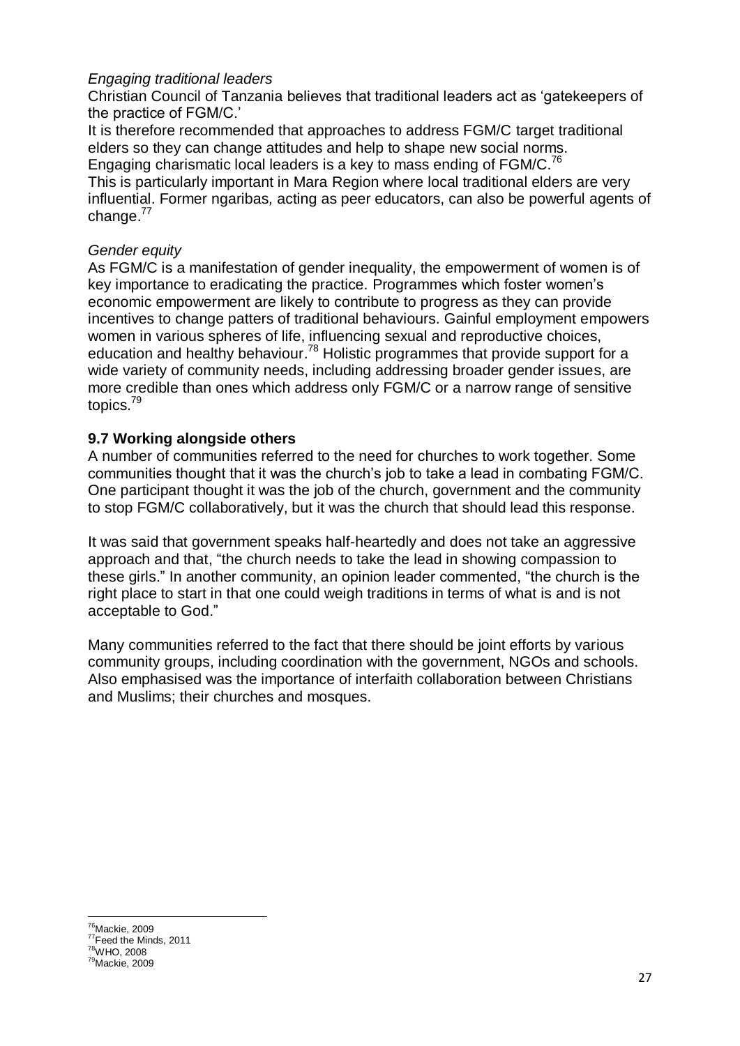*Engaging traditional leaders*

Christian Council of Tanzania believes that traditional leaders act as 'gatekeepers of the practice of FGM/C.'

It is therefore recommended that approaches to address FGM/C target traditional elders so they can change attitudes and help to shape new social norms.

Engaging charismatic local leaders is a key to mass ending of FGM/C.[76]

This is particularly important in Mara Region where local traditional elders are very influential. Former ngaribas*,* acting as peer educators, can also be powerful agents of change.[77]

*Gender equity*

As FGM/C is a manifestation of gender inequality, the empowerment of women is of key importance to eradicating the practice. Programmes which foster women's economic empowerment are likely to contribute to progress as they can provide incentives to change patters of traditional behaviours. Gainful employment empowers women in various spheres of life, influencing sexual and reproductive choices, education and healthy behaviour.[78] Holistic programmes that provide support for a wide variety of community needs, including addressing broader gender issues, are more credible than ones which address only FGM/C or a narrow range of sensitive topics.[79]

### 9.7 Working alongside others

A number of communities referred to the need for churches to work together. Some communities thought that it was the church's job to take a lead in combating FGM/C. One participant thought it was the job of the church, government and the community to stop FGM/C collaboratively, but it was the church that should lead this response.

It was said that government speaks half-heartedly and does not take an aggressive approach and that, "the church needs to take the lead in showing compassion to these girls." In another community, an opinion leader commented, "the church is the right place to start in that one could weigh traditions in terms of what is and is not acceptable to God."

Many communities referred to the fact that there should be joint efforts by various community groups, including coordination with the government, NGOs and schools. Also emphasised was the importance of interfaith collaboration between Christians and Muslims; their churches and mosques.

[76] Mackie, 2009
[77] Feed the Minds, 2011
[78] WHO, 2008
[79] Mackie, 2009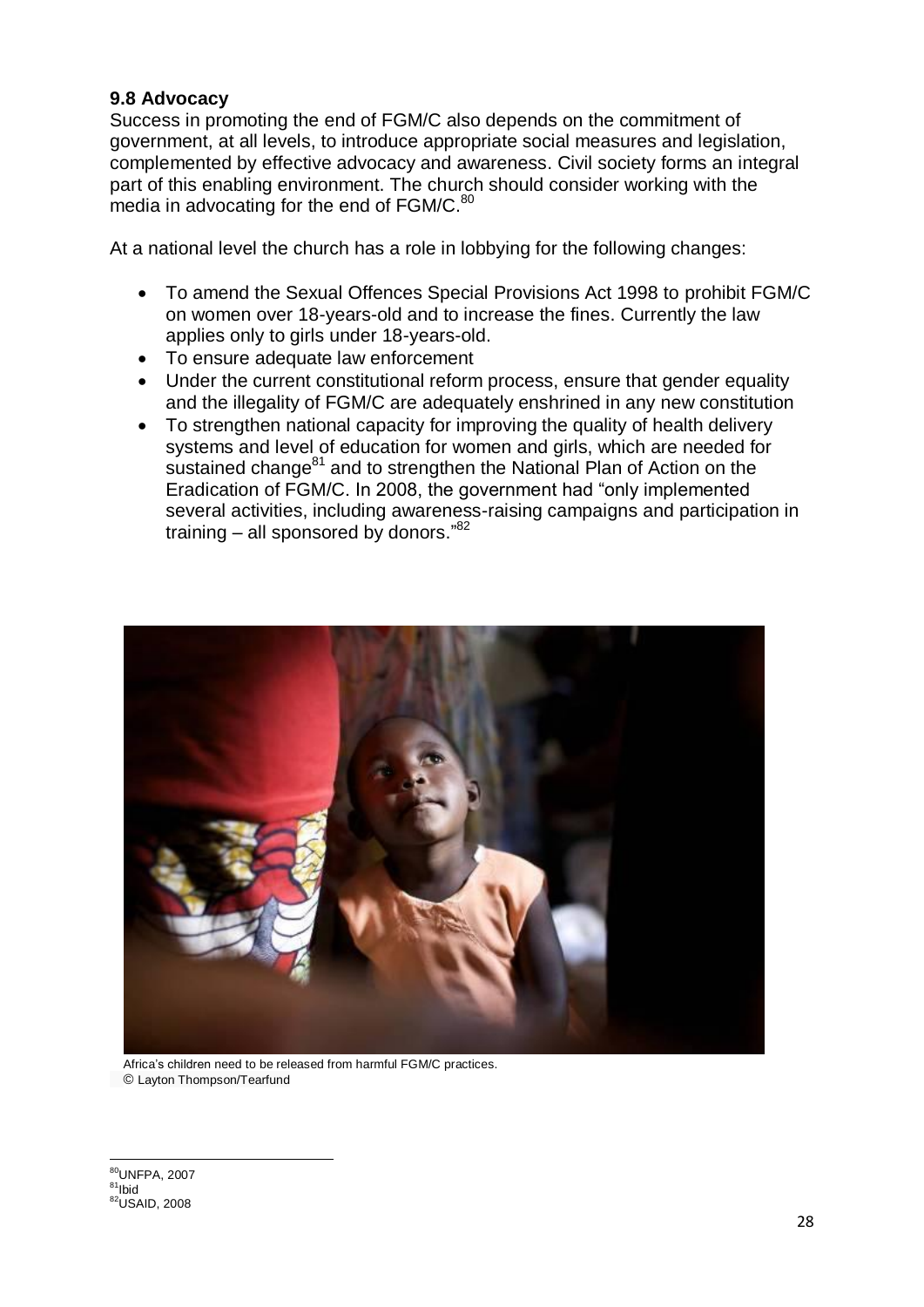### 9.8 Advocacy

Success in promoting the end of FGM/C also depends on the commitment of government, at all levels, to introduce appropriate social measures and legislation, complemented by effective advocacy and awareness. Civil society forms an integral part of this enabling environment. The church should consider working with the media in advocating for the end of FGM/C.[80]

At a national level the church has a role in lobbying for the following changes:

- To amend the Sexual Offences Special Provisions Act 1998 to prohibit FGM/C on women over 18-years-old and to increase the fines. Currently the law applies only to girls under 18-years-old.
- To ensure adequate law enforcement
- Under the current constitutional reform process, ensure that gender equality and the illegality of FGM/C are adequately enshrined in any new constitution
- To strengthen national capacity for improving the quality of health delivery systems and level of education for women and girls, which are needed for sustained change[81] and to strengthen the National Plan of Action on the Eradication of FGM/C. In 2008, the government had "only implemented several activities, including awareness-raising campaigns and participation in training – all sponsored by donors."[82]

Africa's children need to be released from harmful FGM/C practices.
© Layton Thompson/Tearfund

[80] UNFPA, 2007
[81] Ibid
[82] USAID, 2008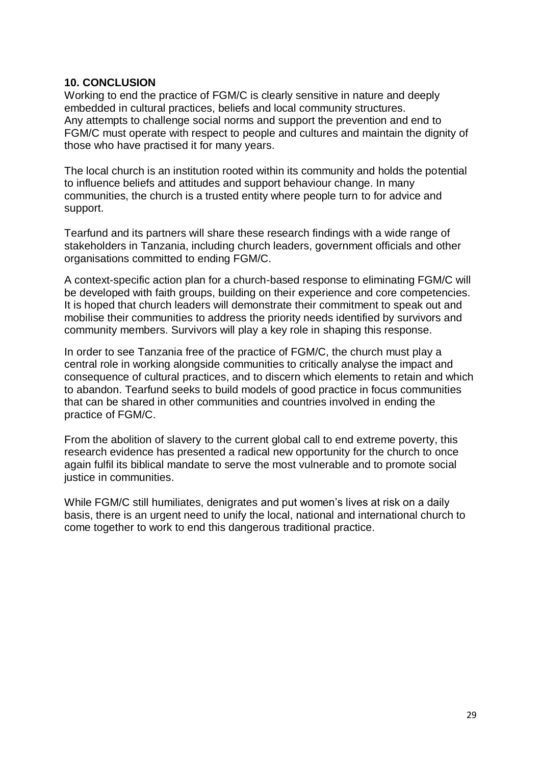## 10. CONCLUSION

Working to end the practice of FGM/C is clearly sensitive in nature and deeply embedded in cultural practices, beliefs and local community structures. Any attempts to challenge social norms and support the prevention and end to FGM/C must operate with respect to people and cultures and maintain the dignity of those who have practised it for many years.

The local church is an institution rooted within its community and holds the potential to influence beliefs and attitudes and support behaviour change. In many communities, the church is a trusted entity where people turn to for advice and support.

Tearfund and its partners will share these research findings with a wide range of stakeholders in Tanzania, including church leaders, government officials and other organisations committed to ending FGM/C.

A context-specific action plan for a church-based response to eliminating FGM/C will be developed with faith groups, building on their experience and core competencies. It is hoped that church leaders will demonstrate their commitment to speak out and mobilise their communities to address the priority needs identified by survivors and community members. Survivors will play a key role in shaping this response.

In order to see Tanzania free of the practice of FGM/C, the church must play a central role in working alongside communities to critically analyse the impact and consequence of cultural practices, and to discern which elements to retain and which to abandon. Tearfund seeks to build models of good practice in focus communities that can be shared in other communities and countries involved in ending the practice of FGM/C.

From the abolition of slavery to the current global call to end extreme poverty, this research evidence has presented a radical new opportunity for the church to once again fulfil its biblical mandate to serve the most vulnerable and to promote social justice in communities.

While FGM/C still humiliates, denigrates and put women's lives at risk on a daily basis, there is an urgent need to unify the local, national and international church to come together to work to end this dangerous traditional practice.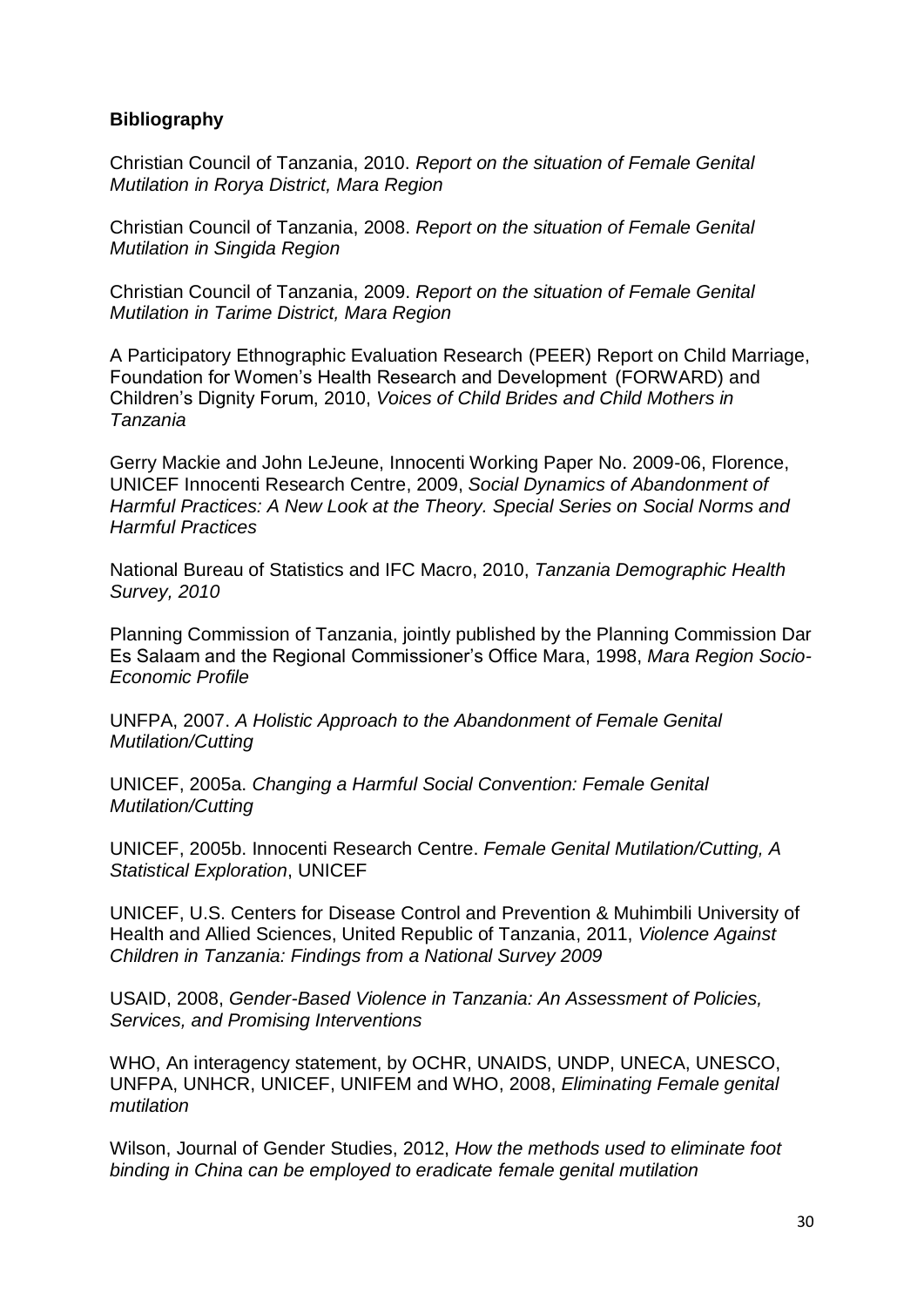**Bibliography**

Christian Council of Tanzania, 2010. *Report on the situation of Female Genital Mutilation in Rorya District, Mara Region*

Christian Council of Tanzania, 2008. *Report on the situation of Female Genital Mutilation in Singida Region*

Christian Council of Tanzania, 2009. *Report on the situation of Female Genital Mutilation in Tarime District, Mara Region*

A Participatory Ethnographic Evaluation Research (PEER) Report on Child Marriage, Foundation for Women's Health Research and Development (FORWARD) and Children's Dignity Forum, 2010, *Voices of Child Brides and Child Mothers in Tanzania*

Gerry Mackie and John LeJeune, Innocenti Working Paper No. 2009-06, Florence, UNICEF Innocenti Research Centre, 2009, *Social Dynamics of Abandonment of Harmful Practices: A New Look at the Theory. Special Series on Social Norms and Harmful Practices*

National Bureau of Statistics and IFC Macro, 2010, *Tanzania Demographic Health Survey, 2010*

Planning Commission of Tanzania, jointly published by the Planning Commission Dar Es Salaam and the Regional Commissioner's Office Mara, 1998, *Mara Region Socio-Economic Profile*

UNFPA, 2007. *A Holistic Approach to the Abandonment of Female Genital Mutilation/Cutting*

UNICEF, 2005a. *Changing a Harmful Social Convention: Female Genital Mutilation/Cutting*

UNICEF, 2005b. Innocenti Research Centre. *Female Genital Mutilation/Cutting, A Statistical Exploration*, UNICEF

UNICEF, U.S. Centers for Disease Control and Prevention & Muhimbili University of Health and Allied Sciences, United Republic of Tanzania, 2011, *Violence Against Children in Tanzania: Findings from a National Survey 2009*

USAID, 2008, *Gender-Based Violence in Tanzania: An Assessment of Policies, Services, and Promising Interventions*

WHO, An interagency statement, by OCHR, UNAIDS, UNDP, UNECA, UNESCO, UNFPA, UNHCR, UNICEF, UNIFEM and WHO, 2008, *Eliminating Female genital mutilation*

Wilson, Journal of Gender Studies, 2012, *How the methods used to eliminate foot binding in China can be employed to eradicate female genital mutilation*